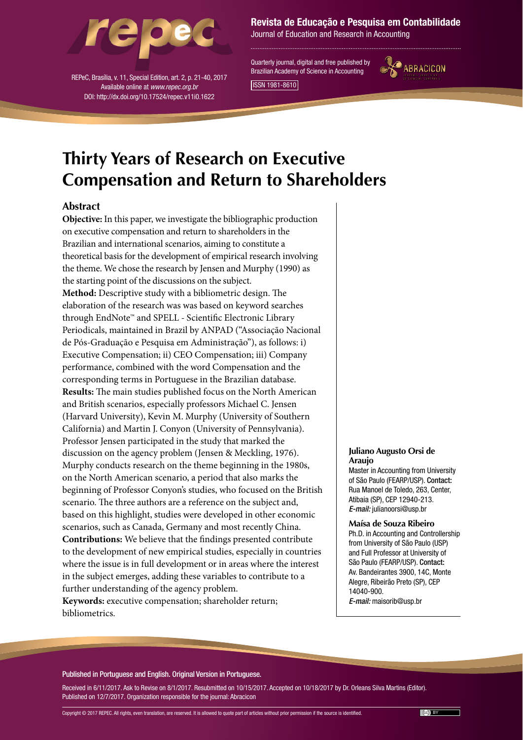# Thirty Years of Research on Executive Compensation and Return to Shareholders

## Abstract

**Objective:** In this paper, we investigate the bibliographic production on executive compensation and return to shareholders in the Brazilian and international scenarios, aiming to constitute a theoretical basis for the development of empirical research involving the theme. We chose the research by Jensen and Murphy (1990) as the starting point of the discussions on the subject.

**Method:** Descriptive study with a bibliometric design. The elaboration of the research was was based on keyword searches through EndNote™ and SPELL - Scientific Electronic Library Periodicals, maintained in Brazil by ANPAD ("Associação Nacional de Pós-Graduação e Pesquisa em Administração"), as follows: i) Executive Compensation; ii) CEO Compensation; iii) Company performance, combined with the word Compensation and the corresponding terms in Portuguese in the Brazilian database.

**Results:** The main studies published focus on the North American and British scenarios, especially professors Michael C. Jensen (Harvard University), Kevin M. Murphy (University of Southern California) and Martin J. Conyon (University of Pennsylvania). Professor Jensen participated in the study that marked the discussion on the agency problem (Jensen & Meckling, 1976). Murphy conducts research on the theme beginning in the 1980s, on the North American scenario, a period that also marks the beginning of Professor Conyon's studies, who focused on the British scenario. The three authors are a reference on the subject and, based on this highlight, studies were developed in other economic scenarios, such as Canada, Germany and most recently China.

**Contributions:** We believe that the findings presented contribute to the development of new empirical studies, especially in countries where the issue is in full development or in areas where the interest in the subject emerges, adding these variables to contribute to a further understanding of the agency problem.

**Keywords:** executive compensation; shareholder return; bibliometrics.

**Juliano Augusto Orsi de Araujo**
Master in Accounting from University of São Paulo (FEARP/USP). **Contact:** Rua Manoel de Toledo, 263, Center, Atibaia (SP), CEP 12940-213.
*E-mail:* julianoorsi@usp.br

**Maísa de Souza Ribeiro**
Ph.D. in Accounting and Controllership from University of São Paulo (USP) and Full Professor at University of São Paulo (FEARP/USP). **Contact:** Av. Bandeirantes 3900, 14C, Monte Alegre, Ribeirão Preto (SP), CEP 14040-900.
*E-mail:* maisorib@usp.br

Published in Portuguese and English. Original Version in Portuguese.

Received in 6/11/2017. Ask to Revise on 8/1/2017. Resubmitted on 10/15/2017. Accepted on 10/18/2017 by Dr. Orleans Silva Martins (Editor). Published on 12/7/2017. Organization responsible for the journal: Abracicon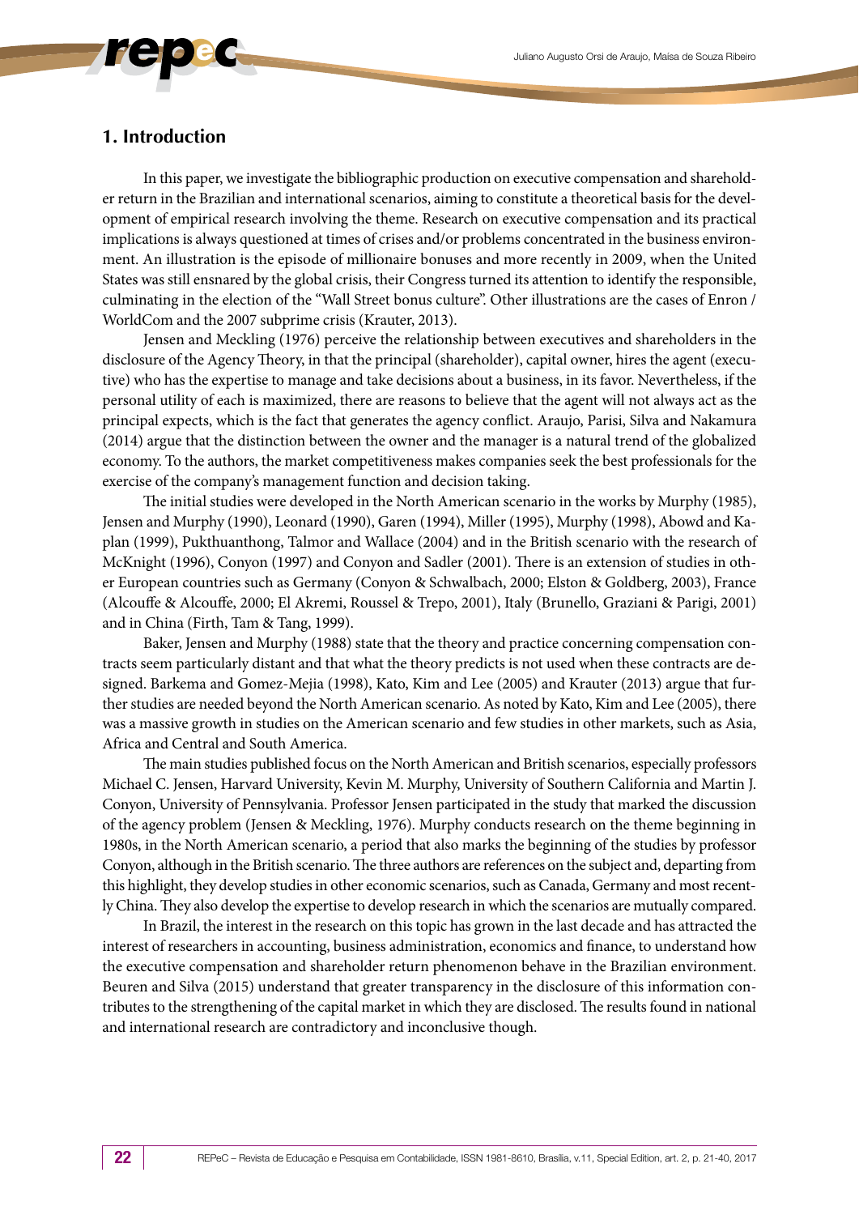## 1. Introduction

In this paper, we investigate the bibliographic production on executive compensation and shareholder return in the Brazilian and international scenarios, aiming to constitute a theoretical basis for the development of empirical research involving the theme. Research on executive compensation and its practical implications is always questioned at times of crises and/or problems concentrated in the business environment. An illustration is the episode of millionaire bonuses and more recently in 2009, when the United States was still ensnared by the global crisis, their Congress turned its attention to identify the responsible, culminating in the election of the "Wall Street bonus culture". Other illustrations are the cases of Enron / WorldCom and the 2007 subprime crisis (Krauter, 2013).

Jensen and Meckling (1976) perceive the relationship between executives and shareholders in the disclosure of the Agency Theory, in that the principal (shareholder), capital owner, hires the agent (executive) who has the expertise to manage and take decisions about a business, in its favor. Nevertheless, if the personal utility of each is maximized, there are reasons to believe that the agent will not always act as the principal expects, which is the fact that generates the agency conflict. Araujo, Parisi, Silva and Nakamura (2014) argue that the distinction between the owner and the manager is a natural trend of the globalized economy. To the authors, the market competitiveness makes companies seek the best professionals for the exercise of the company's management function and decision taking.

The initial studies were developed in the North American scenario in the works by Murphy (1985), Jensen and Murphy (1990), Leonard (1990), Garen (1994), Miller (1995), Murphy (1998), Abowd and Kaplan (1999), Pukthuanthong, Talmor and Wallace (2004) and in the British scenario with the research of McKnight (1996), Conyon (1997) and Conyon and Sadler (2001). There is an extension of studies in other European countries such as Germany (Conyon & Schwalbach, 2000; Elston & Goldberg, 2003), France (Alcouffe & Alcouffe, 2000; El Akremi, Roussel & Trepo, 2001), Italy (Brunello, Graziani & Parigi, 2001) and in China (Firth, Tam & Tang, 1999).

Baker, Jensen and Murphy (1988) state that the theory and practice concerning compensation contracts seem particularly distant and that what the theory predicts is not used when these contracts are designed. Barkema and Gomez-Mejia (1998), Kato, Kim and Lee (2005) and Krauter (2013) argue that further studies are needed beyond the North American scenario. As noted by Kato, Kim and Lee (2005), there was a massive growth in studies on the American scenario and few studies in other markets, such as Asia, Africa and Central and South America.

The main studies published focus on the North American and British scenarios, especially professors Michael C. Jensen, Harvard University, Kevin M. Murphy, University of Southern California and Martin J. Conyon, University of Pennsylvania. Professor Jensen participated in the study that marked the discussion of the agency problem (Jensen & Meckling, 1976). Murphy conducts research on the theme beginning in 1980s, in the North American scenario, a period that also marks the beginning of the studies by professor Conyon, although in the British scenario. The three authors are references on the subject and, departing from this highlight, they develop studies in other economic scenarios, such as Canada, Germany and most recently China. They also develop the expertise to develop research in which the scenarios are mutually compared.

In Brazil, the interest in the research on this topic has grown in the last decade and has attracted the interest of researchers in accounting, business administration, economics and finance, to understand how the executive compensation and shareholder return phenomenon behave in the Brazilian environment. Beuren and Silva (2015) understand that greater transparency in the disclosure of this information contributes to the strengthening of the capital market in which they are disclosed. The results found in national and international research are contradictory and inconclusive though.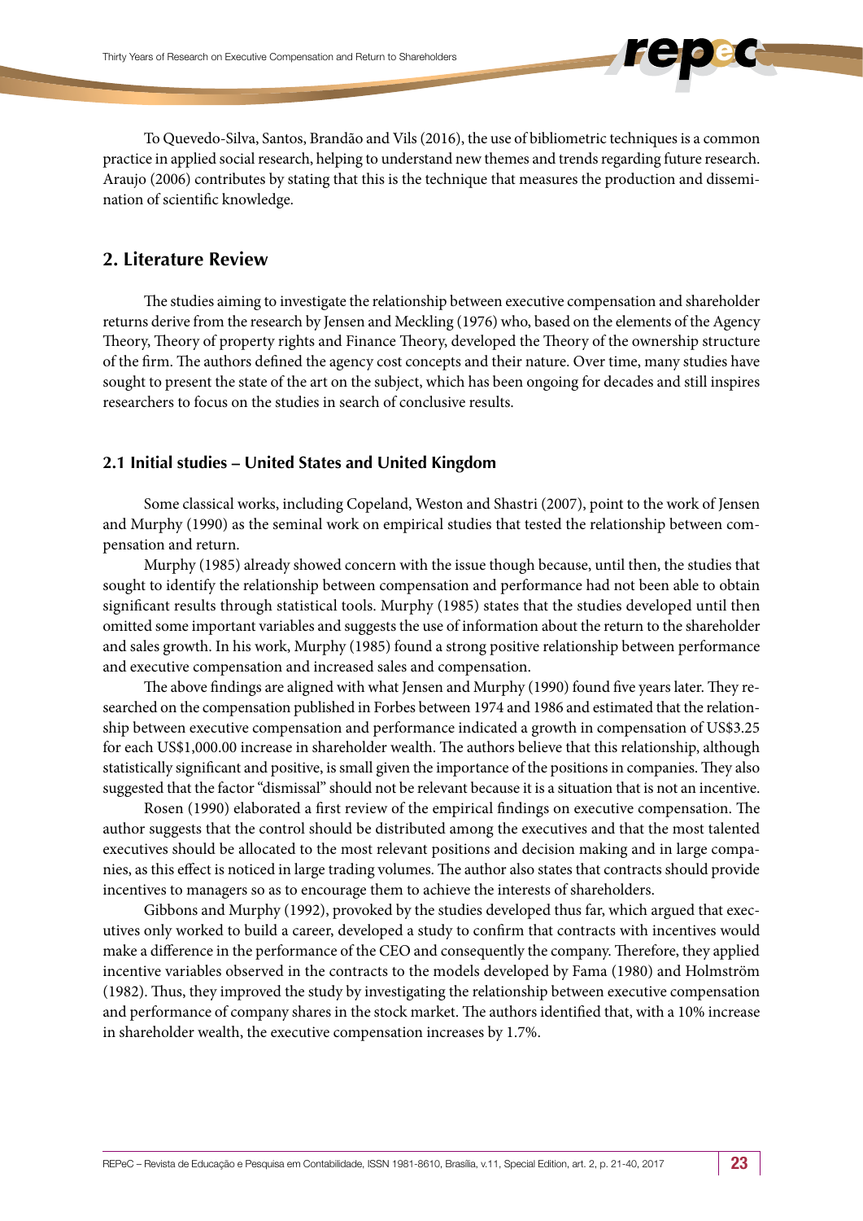To Quevedo-Silva, Santos, Brandão and Vils (2016), the use of bibliometric techniques is a common practice in applied social research, helping to understand new themes and trends regarding future research. Araujo (2006) contributes by stating that this is the technique that measures the production and dissemination of scientific knowledge.

## 2. Literature Review

The studies aiming to investigate the relationship between executive compensation and shareholder returns derive from the research by Jensen and Meckling (1976) who, based on the elements of the Agency Theory, Theory of property rights and Finance Theory, developed the Theory of the ownership structure of the firm. The authors defined the agency cost concepts and their nature. Over time, many studies have sought to present the state of the art on the subject, which has been ongoing for decades and still inspires researchers to focus on the studies in search of conclusive results.

### 2.1 Initial studies – United States and United Kingdom

Some classical works, including Copeland, Weston and Shastri (2007), point to the work of Jensen and Murphy (1990) as the seminal work on empirical studies that tested the relationship between compensation and return.

Murphy (1985) already showed concern with the issue though because, until then, the studies that sought to identify the relationship between compensation and performance had not been able to obtain significant results through statistical tools. Murphy (1985) states that the studies developed until then omitted some important variables and suggests the use of information about the return to the shareholder and sales growth. In his work, Murphy (1985) found a strong positive relationship between performance and executive compensation and increased sales and compensation.

The above findings are aligned with what Jensen and Murphy (1990) found five years later. They researched on the compensation published in Forbes between 1974 and 1986 and estimated that the relationship between executive compensation and performance indicated a growth in compensation of US$3.25 for each US$1,000.00 increase in shareholder wealth. The authors believe that this relationship, although statistically significant and positive, is small given the importance of the positions in companies. They also suggested that the factor "dismissal" should not be relevant because it is a situation that is not an incentive.

Rosen (1990) elaborated a first review of the empirical findings on executive compensation. The author suggests that the control should be distributed among the executives and that the most talented executives should be allocated to the most relevant positions and decision making and in large companies, as this effect is noticed in large trading volumes. The author also states that contracts should provide incentives to managers so as to encourage them to achieve the interests of shareholders.

Gibbons and Murphy (1992), provoked by the studies developed thus far, which argued that executives only worked to build a career, developed a study to confirm that contracts with incentives would make a difference in the performance of the CEO and consequently the company. Therefore, they applied incentive variables observed in the contracts to the models developed by Fama (1980) and Holmström (1982). Thus, they improved the study by investigating the relationship between executive compensation and performance of company shares in the stock market. The authors identified that, with a 10% increase in shareholder wealth, the executive compensation increases by 1.7%.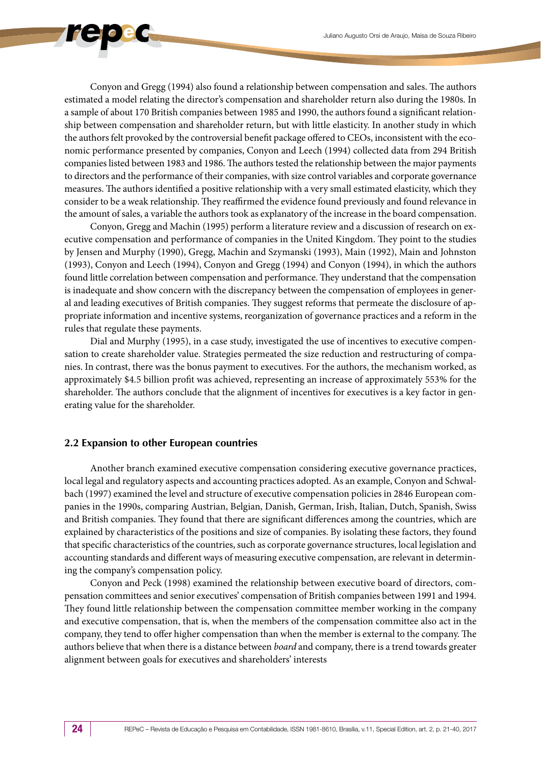Conyon and Gregg (1994) also found a relationship between compensation and sales. The authors estimated a model relating the director's compensation and shareholder return also during the 1980s. In a sample of about 170 British companies between 1985 and 1990, the authors found a significant relationship between compensation and shareholder return, but with little elasticity. In another study in which the authors felt provoked by the controversial benefit package offered to CEOs, inconsistent with the economic performance presented by companies, Conyon and Leech (1994) collected data from 294 British companies listed between 1983 and 1986. The authors tested the relationship between the major payments to directors and the performance of their companies, with size control variables and corporate governance measures. The authors identified a positive relationship with a very small estimated elasticity, which they consider to be a weak relationship. They reaffirmed the evidence found previously and found relevance in the amount of sales, a variable the authors took as explanatory of the increase in the board compensation.

Conyon, Gregg and Machin (1995) perform a literature review and a discussion of research on executive compensation and performance of companies in the United Kingdom. They point to the studies by Jensen and Murphy (1990), Gregg, Machin and Szymanski (1993), Main (1992), Main and Johnston (1993), Conyon and Leech (1994), Conyon and Gregg (1994) and Conyon (1994), in which the authors found little correlation between compensation and performance. They understand that the compensation is inadequate and show concern with the discrepancy between the compensation of employees in general and leading executives of British companies. They suggest reforms that permeate the disclosure of appropriate information and incentive systems, reorganization of governance practices and a reform in the rules that regulate these payments.

Dial and Murphy (1995), in a case study, investigated the use of incentives to executive compensation to create shareholder value. Strategies permeated the size reduction and restructuring of companies. In contrast, there was the bonus payment to executives. For the authors, the mechanism worked, as approximately $4.5 billion profit was achieved, representing an increase of approximately 553% for the shareholder. The authors conclude that the alignment of incentives for executives is a key factor in generating value for the shareholder.

## 2.2 Expansion to other European countries

Another branch examined executive compensation considering executive governance practices, local legal and regulatory aspects and accounting practices adopted. As an example, Conyon and Schwalbach (1997) examined the level and structure of executive compensation policies in 2846 European companies in the 1990s, comparing Austrian, Belgian, Danish, German, Irish, Italian, Dutch, Spanish, Swiss and British companies. They found that there are significant differences among the countries, which are explained by characteristics of the positions and size of companies. By isolating these factors, they found that specific characteristics of the countries, such as corporate governance structures, local legislation and accounting standards and different ways of measuring executive compensation, are relevant in determining the company's compensation policy.

Conyon and Peck (1998) examined the relationship between executive board of directors, compensation committees and senior executives' compensation of British companies between 1991 and 1994. They found little relationship between the compensation committee member working in the company and executive compensation, that is, when the members of the compensation committee also act in the company, they tend to offer higher compensation than when the member is external to the company. The authors believe that when there is a distance between *board* and company, there is a trend towards greater alignment between goals for executives and shareholders' interests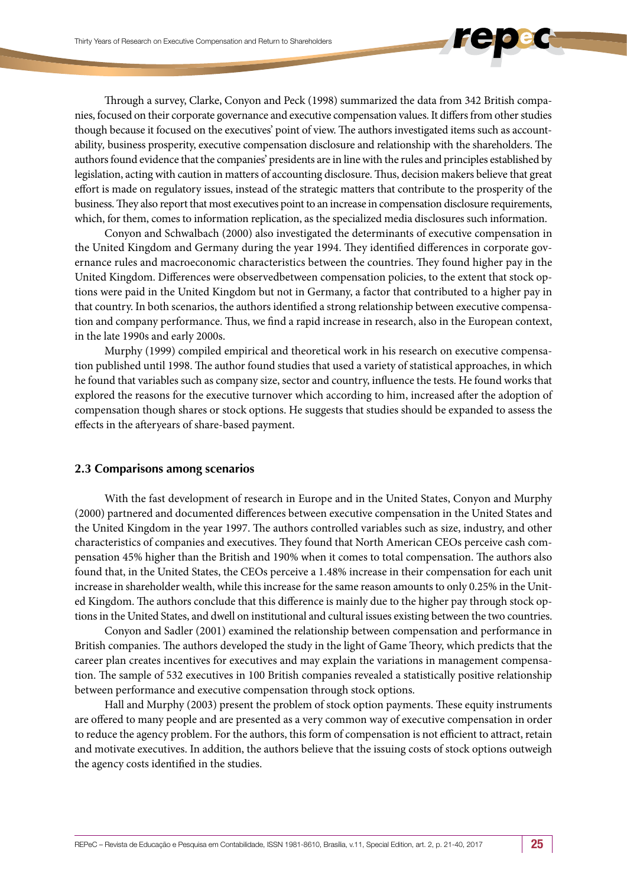Through a survey, Clarke, Conyon and Peck (1998) summarized the data from 342 British companies, focused on their corporate governance and executive compensation values. It differs from other studies though because it focused on the executives' point of view. The authors investigated items such as accountability, business prosperity, executive compensation disclosure and relationship with the shareholders. The authors found evidence that the companies' presidents are in line with the rules and principles established by legislation, acting with caution in matters of accounting disclosure. Thus, decision makers believe that great effort is made on regulatory issues, instead of the strategic matters that contribute to the prosperity of the business. They also report that most executives point to an increase in compensation disclosure requirements, which, for them, comes to information replication, as the specialized media disclosures such information.

Conyon and Schwalbach (2000) also investigated the determinants of executive compensation in the United Kingdom and Germany during the year 1994. They identified differences in corporate governance rules and macroeconomic characteristics between the countries. They found higher pay in the United Kingdom. Differences were observedbetween compensation policies, to the extent that stock options were paid in the United Kingdom but not in Germany, a factor that contributed to a higher pay in that country. In both scenarios, the authors identified a strong relationship between executive compensation and company performance. Thus, we find a rapid increase in research, also in the European context, in the late 1990s and early 2000s.

Murphy (1999) compiled empirical and theoretical work in his research on executive compensation published until 1998. The author found studies that used a variety of statistical approaches, in which he found that variables such as company size, sector and country, influence the tests. He found works that explored the reasons for the executive turnover which according to him, increased after the adoption of compensation though shares or stock options. He suggests that studies should be expanded to assess the effects in the afteryears of share-based payment.

### 2.3 Comparisons among scenarios

With the fast development of research in Europe and in the United States, Conyon and Murphy (2000) partnered and documented differences between executive compensation in the United States and the United Kingdom in the year 1997. The authors controlled variables such as size, industry, and other characteristics of companies and executives. They found that North American CEOs perceive cash compensation 45% higher than the British and 190% when it comes to total compensation. The authors also found that, in the United States, the CEOs perceive a 1.48% increase in their compensation for each unit increase in shareholder wealth, while this increase for the same reason amounts to only 0.25% in the United Kingdom. The authors conclude that this difference is mainly due to the higher pay through stock options in the United States, and dwell on institutional and cultural issues existing between the two countries.

Conyon and Sadler (2001) examined the relationship between compensation and performance in British companies. The authors developed the study in the light of Game Theory, which predicts that the career plan creates incentives for executives and may explain the variations in management compensation. The sample of 532 executives in 100 British companies revealed a statistically positive relationship between performance and executive compensation through stock options.

Hall and Murphy (2003) present the problem of stock option payments. These equity instruments are offered to many people and are presented as a very common way of executive compensation in order to reduce the agency problem. For the authors, this form of compensation is not efficient to attract, retain and motivate executives. In addition, the authors believe that the issuing costs of stock options outweigh the agency costs identified in the studies.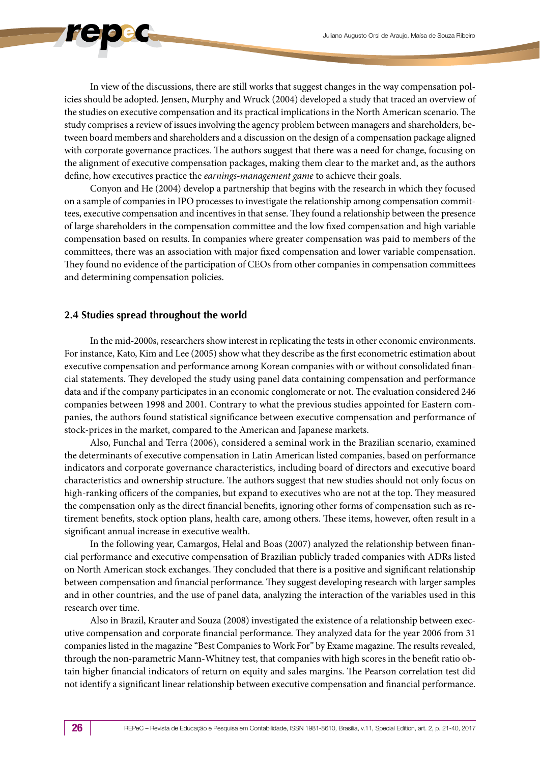In view of the discussions, there are still works that suggest changes in the way compensation policies should be adopted. Jensen, Murphy and Wruck (2004) developed a study that traced an overview of the studies on executive compensation and its practical implications in the North American scenario. The study comprises a review of issues involving the agency problem between managers and shareholders, between board members and shareholders and a discussion on the design of a compensation package aligned with corporate governance practices. The authors suggest that there was a need for change, focusing on the alignment of executive compensation packages, making them clear to the market and, as the authors define, how executives practice the *earnings-management game* to achieve their goals.

Conyon and He (2004) develop a partnership that begins with the research in which they focused on a sample of companies in IPO processes to investigate the relationship among compensation committees, executive compensation and incentives in that sense. They found a relationship between the presence of large shareholders in the compensation committee and the low fixed compensation and high variable compensation based on results. In companies where greater compensation was paid to members of the committees, there was an association with major fixed compensation and lower variable compensation. They found no evidence of the participation of CEOs from other companies in compensation committees and determining compensation policies.

### 2.4 Studies spread throughout the world

In the mid-2000s, researchers show interest in replicating the tests in other economic environments. For instance, Kato, Kim and Lee (2005) show what they describe as the first econometric estimation about executive compensation and performance among Korean companies with or without consolidated financial statements. They developed the study using panel data containing compensation and performance data and if the company participates in an economic conglomerate or not. The evaluation considered 246 companies between 1998 and 2001. Contrary to what the previous studies appointed for Eastern companies, the authors found statistical significance between executive compensation and performance of stock-prices in the market, compared to the American and Japanese markets.

Also, Funchal and Terra (2006), considered a seminal work in the Brazilian scenario, examined the determinants of executive compensation in Latin American listed companies, based on performance indicators and corporate governance characteristics, including board of directors and executive board characteristics and ownership structure. The authors suggest that new studies should not only focus on high-ranking officers of the companies, but expand to executives who are not at the top. They measured the compensation only as the direct financial benefits, ignoring other forms of compensation such as retirement benefits, stock option plans, health care, among others. These items, however, often result in a significant annual increase in executive wealth.

In the following year, Camargos, Helal and Boas (2007) analyzed the relationship between financial performance and executive compensation of Brazilian publicly traded companies with ADRs listed on North American stock exchanges. They concluded that there is a positive and significant relationship between compensation and financial performance. They suggest developing research with larger samples and in other countries, and the use of panel data, analyzing the interaction of the variables used in this research over time.

Also in Brazil, Krauter and Souza (2008) investigated the existence of a relationship between executive compensation and corporate financial performance. They analyzed data for the year 2006 from 31 companies listed in the magazine "Best Companies to Work For" by Exame magazine. The results revealed, through the non-parametric Mann-Whitney test, that companies with high scores in the benefit ratio obtain higher financial indicators of return on equity and sales margins. The Pearson correlation test did not identify a significant linear relationship between executive compensation and financial performance.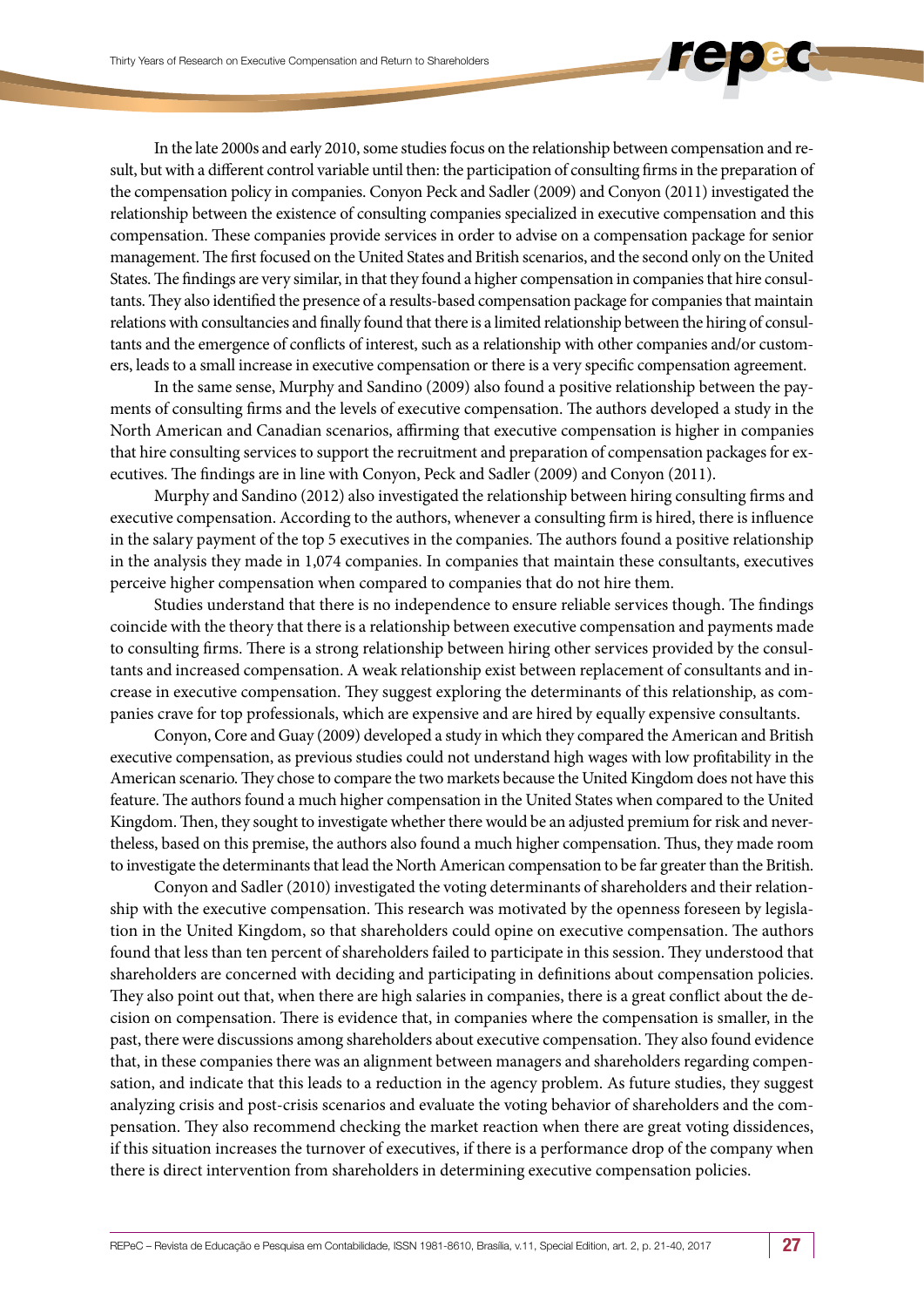In the late 2000s and early 2010, some studies focus on the relationship between compensation and result, but with a different control variable until then: the participation of consulting firms in the preparation of the compensation policy in companies. Conyon Peck and Sadler (2009) and Conyon (2011) investigated the relationship between the existence of consulting companies specialized in executive compensation and this compensation. These companies provide services in order to advise on a compensation package for senior management. The first focused on the United States and British scenarios, and the second only on the United States. The findings are very similar, in that they found a higher compensation in companies that hire consultants. They also identified the presence of a results-based compensation package for companies that maintain relations with consultancies and finally found that there is a limited relationship between the hiring of consultants and the emergence of conflicts of interest, such as a relationship with other companies and/or customers, leads to a small increase in executive compensation or there is a very specific compensation agreement.

In the same sense, Murphy and Sandino (2009) also found a positive relationship between the payments of consulting firms and the levels of executive compensation. The authors developed a study in the North American and Canadian scenarios, affirming that executive compensation is higher in companies that hire consulting services to support the recruitment and preparation of compensation packages for executives. The findings are in line with Conyon, Peck and Sadler (2009) and Conyon (2011).

Murphy and Sandino (2012) also investigated the relationship between hiring consulting firms and executive compensation. According to the authors, whenever a consulting firm is hired, there is influence in the salary payment of the top 5 executives in the companies. The authors found a positive relationship in the analysis they made in 1,074 companies. In companies that maintain these consultants, executives perceive higher compensation when compared to companies that do not hire them.

Studies understand that there is no independence to ensure reliable services though. The findings coincide with the theory that there is a relationship between executive compensation and payments made to consulting firms. There is a strong relationship between hiring other services provided by the consultants and increased compensation. A weak relationship exist between replacement of consultants and increase in executive compensation. They suggest exploring the determinants of this relationship, as companies crave for top professionals, which are expensive and are hired by equally expensive consultants.

Conyon, Core and Guay (2009) developed a study in which they compared the American and British executive compensation, as previous studies could not understand high wages with low profitability in the American scenario. They chose to compare the two markets because the United Kingdom does not have this feature. The authors found a much higher compensation in the United States when compared to the United Kingdom. Then, they sought to investigate whether there would be an adjusted premium for risk and nevertheless, based on this premise, the authors also found a much higher compensation. Thus, they made room to investigate the determinants that lead the North American compensation to be far greater than the British.

Conyon and Sadler (2010) investigated the voting determinants of shareholders and their relationship with the executive compensation. This research was motivated by the openness foreseen by legislation in the United Kingdom, so that shareholders could opine on executive compensation. The authors found that less than ten percent of shareholders failed to participate in this session. They understood that shareholders are concerned with deciding and participating in definitions about compensation policies. They also point out that, when there are high salaries in companies, there is a great conflict about the decision on compensation. There is evidence that, in companies where the compensation is smaller, in the past, there were discussions among shareholders about executive compensation. They also found evidence that, in these companies there was an alignment between managers and shareholders regarding compensation, and indicate that this leads to a reduction in the agency problem. As future studies, they suggest analyzing crisis and post-crisis scenarios and evaluate the voting behavior of shareholders and the compensation. They also recommend checking the market reaction when there are great voting dissidences, if this situation increases the turnover of executives, if there is a performance drop of the company when there is direct intervention from shareholders in determining executive compensation policies.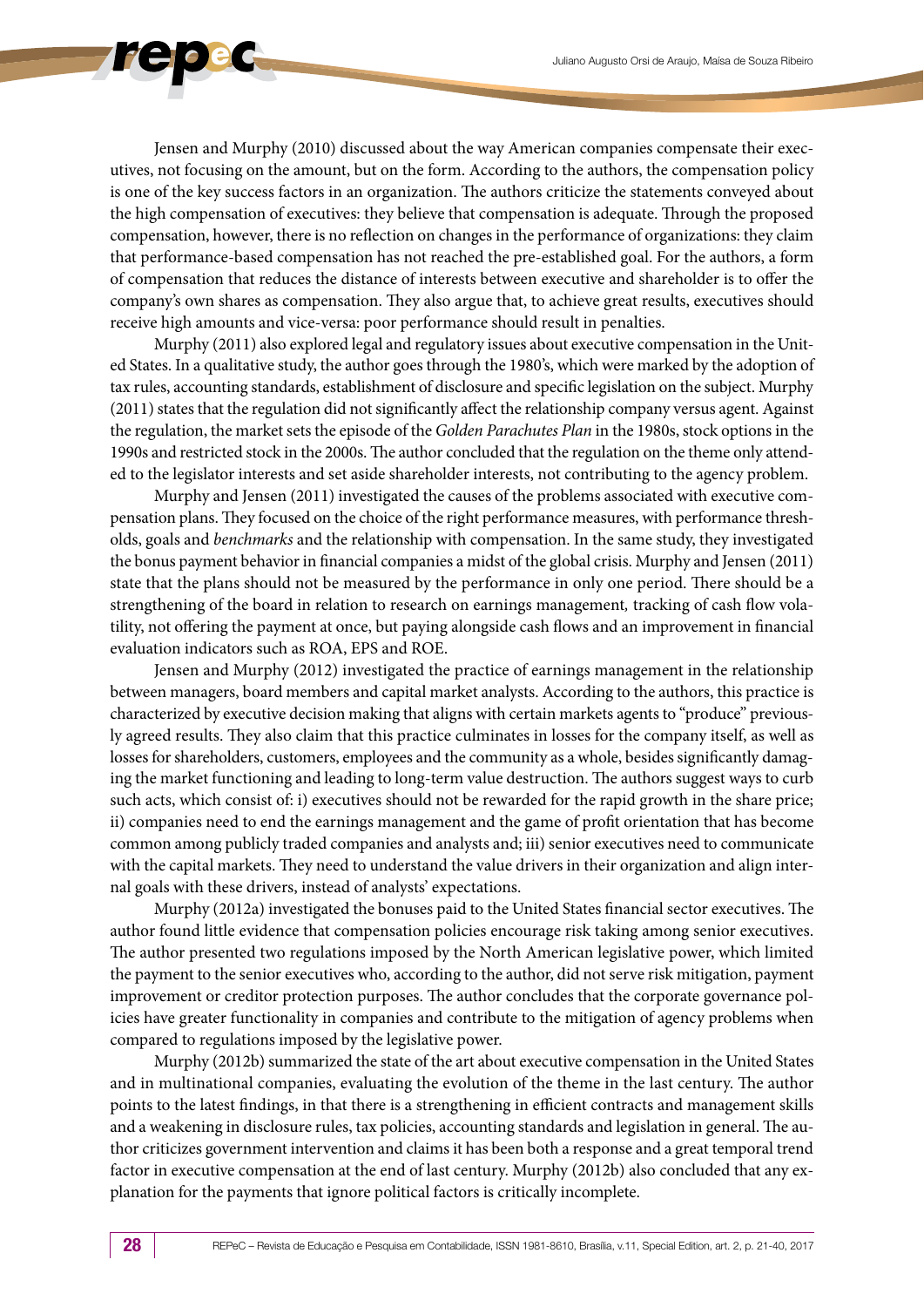Jensen and Murphy (2010) discussed about the way American companies compensate their executives, not focusing on the amount, but on the form. According to the authors, the compensation policy is one of the key success factors in an organization. The authors criticize the statements conveyed about the high compensation of executives: they believe that compensation is adequate. Through the proposed compensation, however, there is no reflection on changes in the performance of organizations: they claim that performance-based compensation has not reached the pre-established goal. For the authors, a form of compensation that reduces the distance of interests between executive and shareholder is to offer the company's own shares as compensation. They also argue that, to achieve great results, executives should receive high amounts and vice-versa: poor performance should result in penalties.

Murphy (2011) also explored legal and regulatory issues about executive compensation in the United States. In a qualitative study, the author goes through the 1980's, which were marked by the adoption of tax rules, accounting standards, establishment of disclosure and specific legislation on the subject. Murphy (2011) states that the regulation did not significantly affect the relationship company versus agent. Against the regulation, the market sets the episode of the *Golden Parachutes Plan* in the 1980s, stock options in the 1990s and restricted stock in the 2000s. The author concluded that the regulation on the theme only attended to the legislator interests and set aside shareholder interests, not contributing to the agency problem.

Murphy and Jensen (2011) investigated the causes of the problems associated with executive compensation plans. They focused on the choice of the right performance measures, with performance thresholds, goals and *benchmarks* and the relationship with compensation. In the same study, they investigated the bonus payment behavior in financial companies a midst of the global crisis. Murphy and Jensen (2011) state that the plans should not be measured by the performance in only one period. There should be a strengthening of the board in relation to research on earnings management, tracking of cash flow volatility, not offering the payment at once, but paying alongside cash flows and an improvement in financial evaluation indicators such as ROA, EPS and ROE.

Jensen and Murphy (2012) investigated the practice of earnings management in the relationship between managers, board members and capital market analysts. According to the authors, this practice is characterized by executive decision making that aligns with certain markets agents to "produce" previously agreed results. They also claim that this practice culminates in losses for the company itself, as well as losses for shareholders, customers, employees and the community as a whole, besides significantly damaging the market functioning and leading to long-term value destruction. The authors suggest ways to curb such acts, which consist of: i) executives should not be rewarded for the rapid growth in the share price; ii) companies need to end the earnings management and the game of profit orientation that has become common among publicly traded companies and analysts and; iii) senior executives need to communicate with the capital markets. They need to understand the value drivers in their organization and align internal goals with these drivers, instead of analysts' expectations.

Murphy (2012a) investigated the bonuses paid to the United States financial sector executives. The author found little evidence that compensation policies encourage risk taking among senior executives. The author presented two regulations imposed by the North American legislative power, which limited the payment to the senior executives who, according to the author, did not serve risk mitigation, payment improvement or creditor protection purposes. The author concludes that the corporate governance policies have greater functionality in companies and contribute to the mitigation of agency problems when compared to regulations imposed by the legislative power.

Murphy (2012b) summarized the state of the art about executive compensation in the United States and in multinational companies, evaluating the evolution of the theme in the last century. The author points to the latest findings, in that there is a strengthening in efficient contracts and management skills and a weakening in disclosure rules, tax policies, accounting standards and legislation in general. The author criticizes government intervention and claims it has been both a response and a great temporal trend factor in executive compensation at the end of last century. Murphy (2012b) also concluded that any explanation for the payments that ignore political factors is critically incomplete.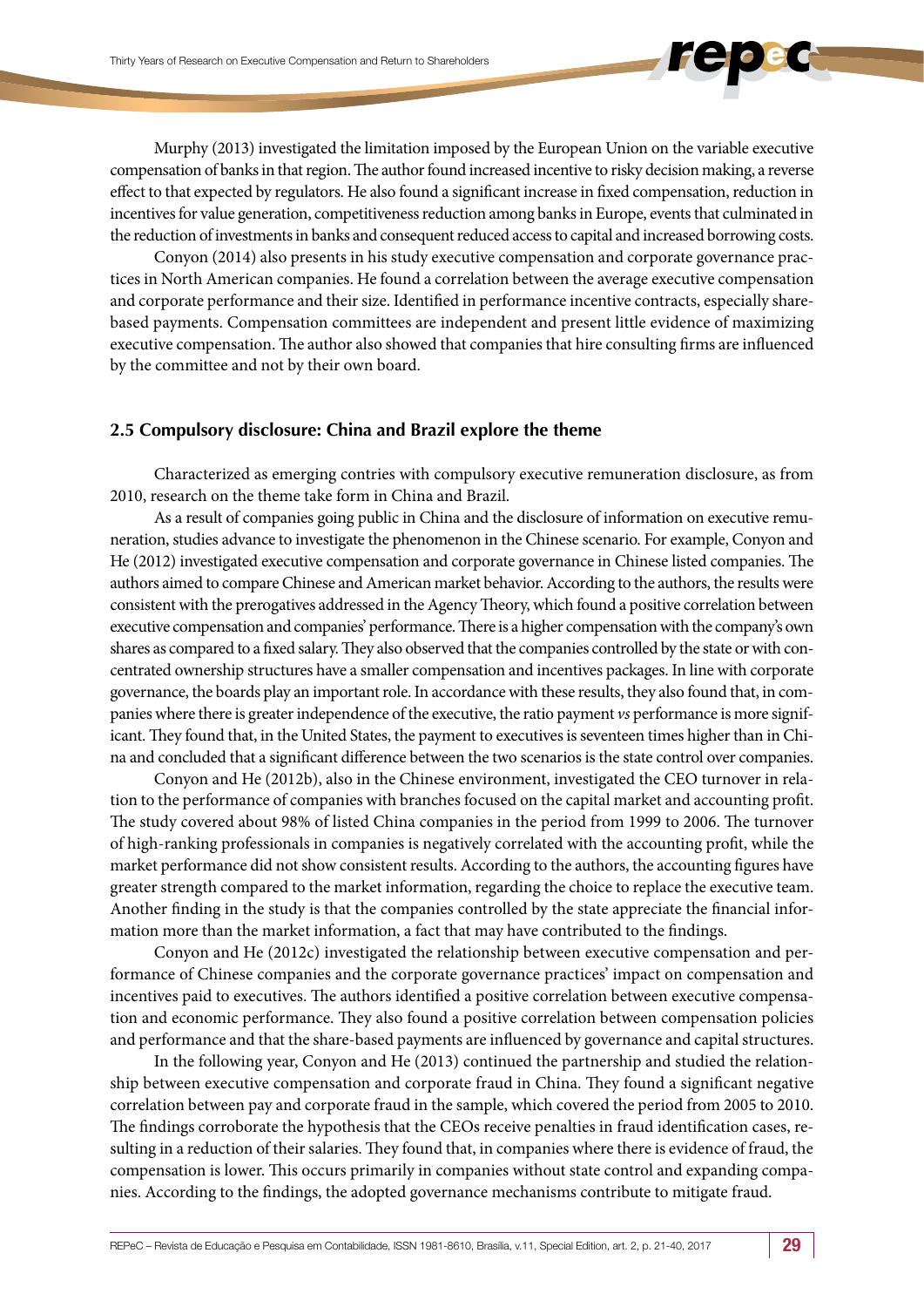Murphy (2013) investigated the limitation imposed by the European Union on the variable executive compensation of banks in that region. The author found increased incentive to risky decision making, a reverse effect to that expected by regulators. He also found a significant increase in fixed compensation, reduction in incentives for value generation, competitiveness reduction among banks in Europe, events that culminated in the reduction of investments in banks and consequent reduced access to capital and increased borrowing costs.

Conyon (2014) also presents in his study executive compensation and corporate governance practices in North American companies. He found a correlation between the average executive compensation and corporate performance and their size. Identified in performance incentive contracts, especially share-based payments. Compensation committees are independent and present little evidence of maximizing executive compensation. The author also showed that companies that hire consulting firms are influenced by the committee and not by their own board.

## 2.5 Compulsory disclosure: China and Brazil explore the theme

Characterized as emerging contries with compulsory executive remuneration disclosure, as from 2010, research on the theme take form in China and Brazil.

As a result of companies going public in China and the disclosure of information on executive remuneration, studies advance to investigate the phenomenon in the Chinese scenario. For example, Conyon and He (2012) investigated executive compensation and corporate governance in Chinese listed companies. The authors aimed to compare Chinese and American market behavior. According to the authors, the results were consistent with the prerogatives addressed in the Agency Theory, which found a positive correlation between executive compensation and companies' performance. There is a higher compensation with the company's own shares as compared to a fixed salary. They also observed that the companies controlled by the state or with concentrated ownership structures have a smaller compensation and incentives packages. In line with corporate governance, the boards play an important role. In accordance with these results, they also found that, in companies where there is greater independence of the executive, the ratio payment *vs* performance is more significant. They found that, in the United States, the payment to executives is seventeen times higher than in China and concluded that a significant difference between the two scenarios is the state control over companies.

Conyon and He (2012b), also in the Chinese environment, investigated the CEO turnover in relation to the performance of companies with branches focused on the capital market and accounting profit. The study covered about 98% of listed China companies in the period from 1999 to 2006. The turnover of high-ranking professionals in companies is negatively correlated with the accounting profit, while the market performance did not show consistent results. According to the authors, the accounting figures have greater strength compared to the market information, regarding the choice to replace the executive team. Another finding in the study is that the companies controlled by the state appreciate the financial information more than the market information, a fact that may have contributed to the findings.

Conyon and He (2012c) investigated the relationship between executive compensation and performance of Chinese companies and the corporate governance practices' impact on compensation and incentives paid to executives. The authors identified a positive correlation between executive compensation and economic performance. They also found a positive correlation between compensation policies and performance and that the share-based payments are influenced by governance and capital structures.

In the following year, Conyon and He (2013) continued the partnership and studied the relationship between executive compensation and corporate fraud in China. They found a significant negative correlation between pay and corporate fraud in the sample, which covered the period from 2005 to 2010. The findings corroborate the hypothesis that the CEOs receive penalties in fraud identification cases, resulting in a reduction of their salaries. They found that, in companies where there is evidence of fraud, the compensation is lower. This occurs primarily in companies without state control and expanding companies. According to the findings, the adopted governance mechanisms contribute to mitigate fraud.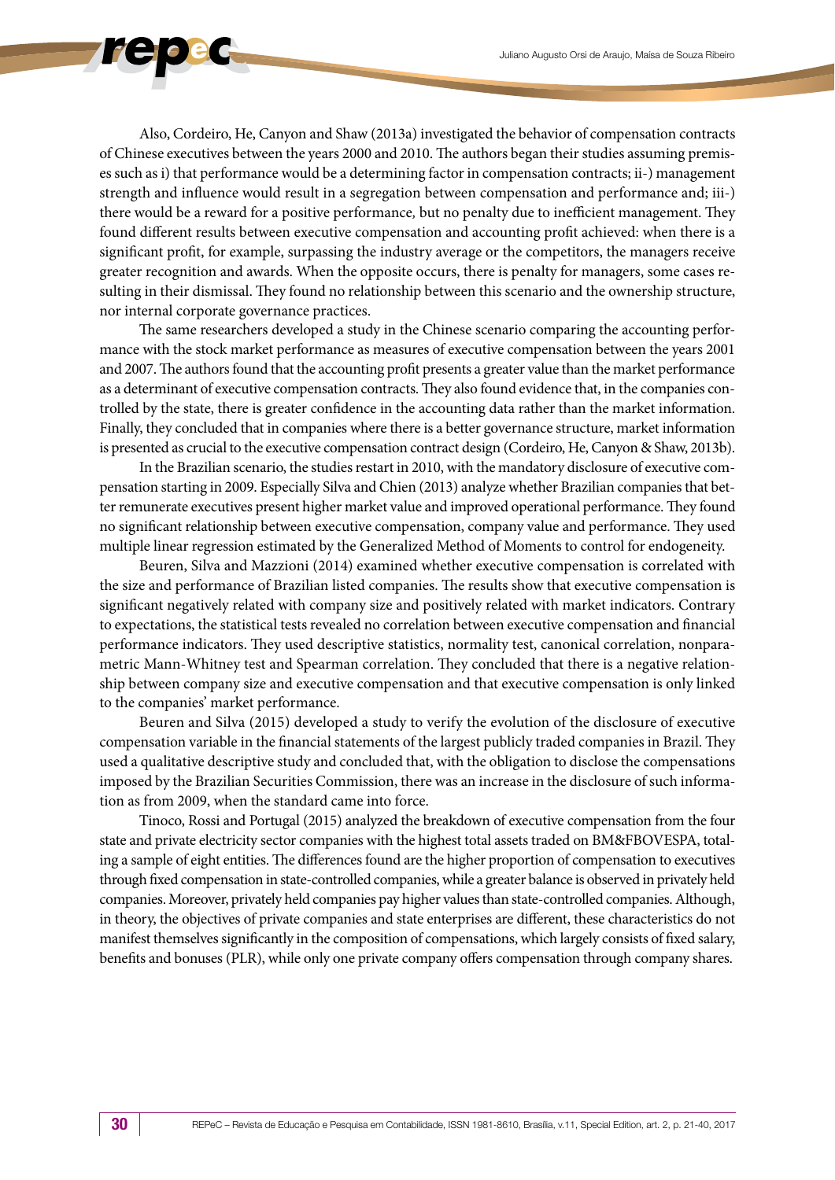Also, Cordeiro, He, Canyon and Shaw (2013a) investigated the behavior of compensation contracts of Chinese executives between the years 2000 and 2010. The authors began their studies assuming premises such as i) that performance would be a determining factor in compensation contracts; ii-) management strength and influence would result in a segregation between compensation and performance and; iii-) there would be a reward for a positive performance, but no penalty due to inefficient management. They found different results between executive compensation and accounting profit achieved: when there is a significant profit, for example, surpassing the industry average or the competitors, the managers receive greater recognition and awards. When the opposite occurs, there is penalty for managers, some cases resulting in their dismissal. They found no relationship between this scenario and the ownership structure, nor internal corporate governance practices.

The same researchers developed a study in the Chinese scenario comparing the accounting performance with the stock market performance as measures of executive compensation between the years 2001 and 2007. The authors found that the accounting profit presents a greater value than the market performance as a determinant of executive compensation contracts. They also found evidence that, in the companies controlled by the state, there is greater confidence in the accounting data rather than the market information. Finally, they concluded that in companies where there is a better governance structure, market information is presented as crucial to the executive compensation contract design (Cordeiro, He, Canyon & Shaw, 2013b).

In the Brazilian scenario, the studies restart in 2010, with the mandatory disclosure of executive compensation starting in 2009. Especially Silva and Chien (2013) analyze whether Brazilian companies that better remunerate executives present higher market value and improved operational performance. They found no significant relationship between executive compensation, company value and performance. They used multiple linear regression estimated by the Generalized Method of Moments to control for endogeneity.

Beuren, Silva and Mazzioni (2014) examined whether executive compensation is correlated with the size and performance of Brazilian listed companies. The results show that executive compensation is significant negatively related with company size and positively related with market indicators. Contrary to expectations, the statistical tests revealed no correlation between executive compensation and financial performance indicators. They used descriptive statistics, normality test, canonical correlation, nonparametric Mann-Whitney test and Spearman correlation. They concluded that there is a negative relationship between company size and executive compensation and that executive compensation is only linked to the companies' market performance.

Beuren and Silva (2015) developed a study to verify the evolution of the disclosure of executive compensation variable in the financial statements of the largest publicly traded companies in Brazil. They used a qualitative descriptive study and concluded that, with the obligation to disclose the compensations imposed by the Brazilian Securities Commission, there was an increase in the disclosure of such information as from 2009, when the standard came into force.

Tinoco, Rossi and Portugal (2015) analyzed the breakdown of executive compensation from the four state and private electricity sector companies with the highest total assets traded on BM&FBOVESPA, totaling a sample of eight entities. The differences found are the higher proportion of compensation to executives through fixed compensation in state-controlled companies, while a greater balance is observed in privately held companies. Moreover, privately held companies pay higher values than state-controlled companies. Although, in theory, the objectives of private companies and state enterprises are different, these characteristics do not manifest themselves significantly in the composition of compensations, which largely consists of fixed salary, benefits and bonuses (PLR), while only one private company offers compensation through company shares.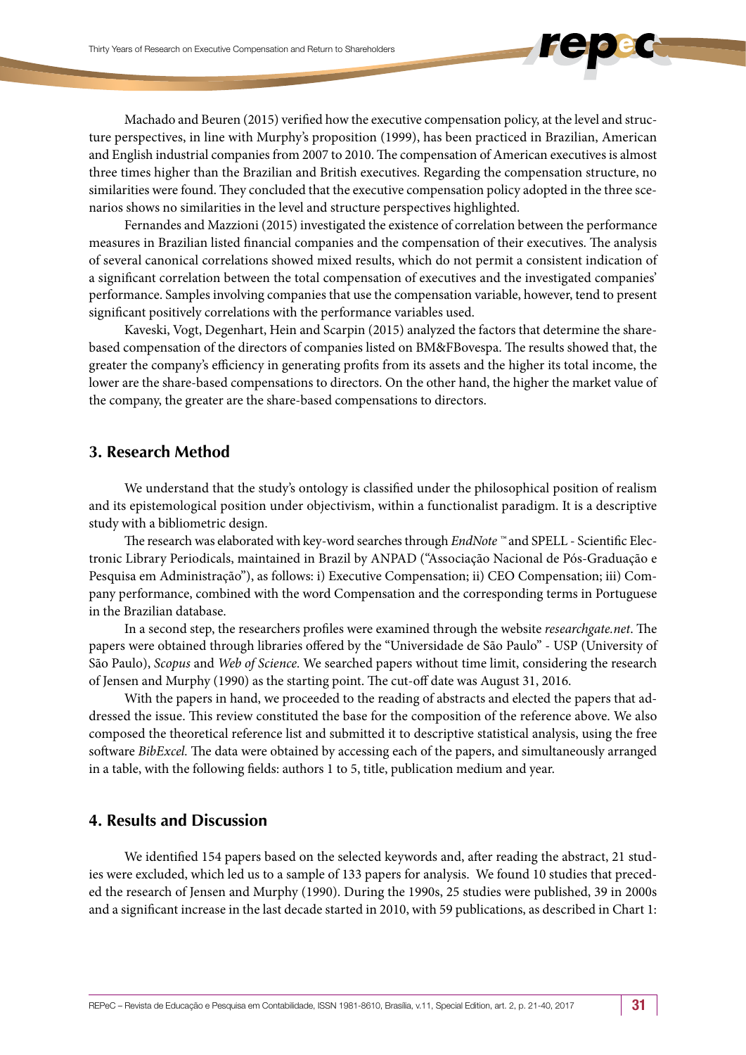Machado and Beuren (2015) verified how the executive compensation policy, at the level and structure perspectives, in line with Murphy's proposition (1999), has been practiced in Brazilian, American and English industrial companies from 2007 to 2010. The compensation of American executives is almost three times higher than the Brazilian and British executives. Regarding the compensation structure, no similarities were found. They concluded that the executive compensation policy adopted in the three scenarios shows no similarities in the level and structure perspectives highlighted.

Fernandes and Mazzioni (2015) investigated the existence of correlation between the performance measures in Brazilian listed financial companies and the compensation of their executives. The analysis of several canonical correlations showed mixed results, which do not permit a consistent indication of a significant correlation between the total compensation of executives and the investigated companies' performance. Samples involving companies that use the compensation variable, however, tend to present significant positively correlations with the performance variables used.

Kaveski, Vogt, Degenhart, Hein and Scarpin (2015) analyzed the factors that determine the share-based compensation of the directors of companies listed on BM&FBovespa. The results showed that, the greater the company's efficiency in generating profits from its assets and the higher its total income, the lower are the share-based compensations to directors. On the other hand, the higher the market value of the company, the greater are the share-based compensations to directors.

## 3. Research Method

We understand that the study's ontology is classified under the philosophical position of realism and its epistemological position under objectivism, within a functionalist paradigm. It is a descriptive study with a bibliometric design.

The research was elaborated with key-word searches through *EndNote* ™ and SPELL - Scientific Electronic Library Periodicals, maintained in Brazil by ANPAD ("Associação Nacional de Pós-Graduação e Pesquisa em Administração"), as follows: i) Executive Compensation; ii) CEO Compensation; iii) Company performance, combined with the word Compensation and the corresponding terms in Portuguese in the Brazilian database.

In a second step, the researchers profiles were examined through the website *researchgate.net*. The papers were obtained through libraries offered by the "Universidade de São Paulo" - USP (University of São Paulo), *Scopus* and *Web of Science.* We searched papers without time limit, considering the research of Jensen and Murphy (1990) as the starting point. The cut-off date was August 31, 2016.

With the papers in hand, we proceeded to the reading of abstracts and elected the papers that addressed the issue. This review constituted the base for the composition of the reference above. We also composed the theoretical reference list and submitted it to descriptive statistical analysis, using the free software *BibExcel.* The data were obtained by accessing each of the papers, and simultaneously arranged in a table, with the following fields: authors 1 to 5, title, publication medium and year.

## 4. Results and Discussion

We identified 154 papers based on the selected keywords and, after reading the abstract, 21 studies were excluded, which led us to a sample of 133 papers for analysis. We found 10 studies that preceded the research of Jensen and Murphy (1990). During the 1990s, 25 studies were published, 39 in 2000s and a significant increase in the last decade started in 2010, with 59 publications, as described in Chart 1: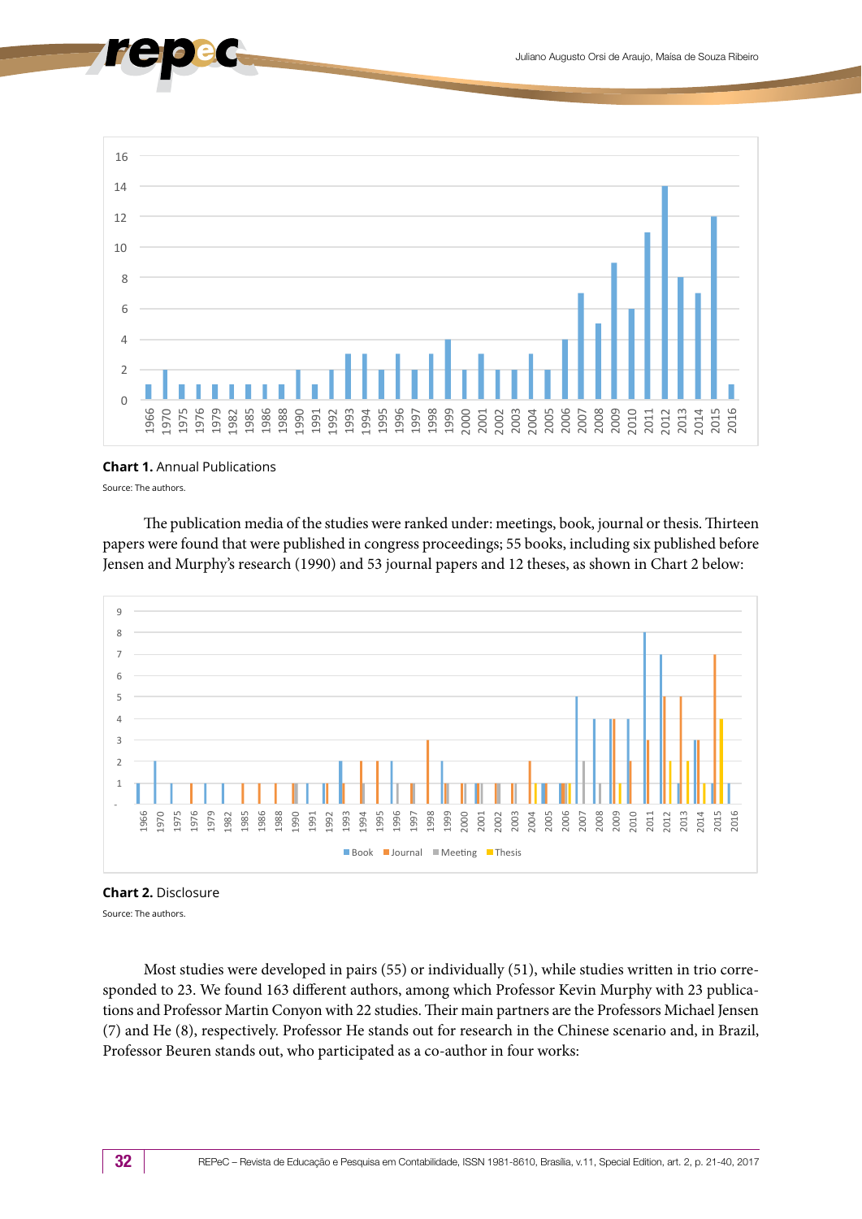**Chart 1.** Annual Publications

Source: The authors.

The publication media of the studies were ranked under: meetings, book, journal or thesis. Thirteen papers were found that were published in congress proceedings; 55 books, including six published before Jensen and Murphy's research (1990) and 53 journal papers and 12 theses, as shown in Chart 2 below:

**Chart 2.** Disclosure

Source: The authors.

Most studies were developed in pairs (55) or individually (51), while studies written in trio corresponded to 23. We found 163 different authors, among which Professor Kevin Murphy with 23 publications and Professor Martin Conyon with 22 studies. Their main partners are the Professors Michael Jensen (7) and He (8), respectively. Professor He stands out for research in the Chinese scenario and, in Brazil, Professor Beuren stands out, who participated as a co-author in four works: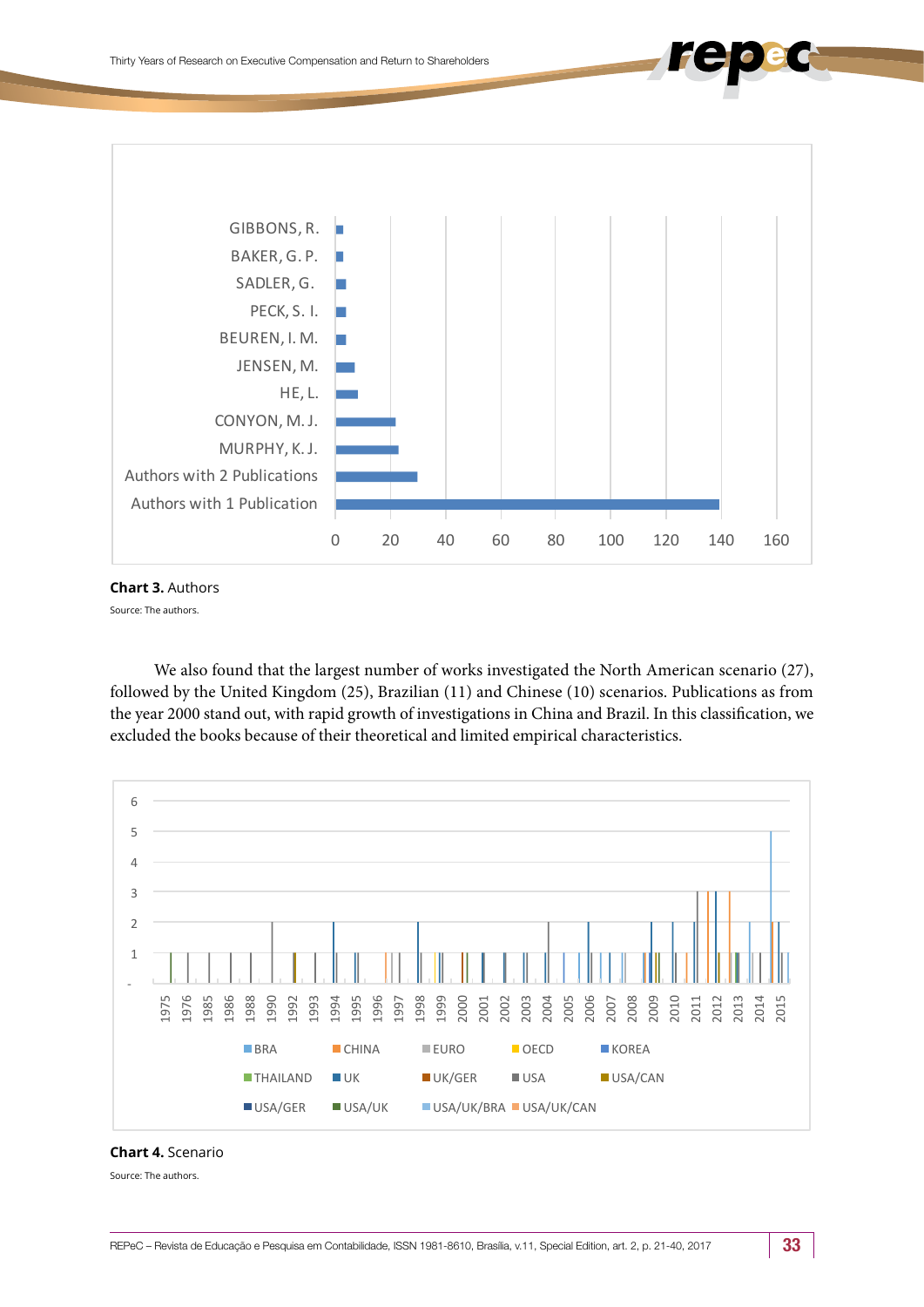**Chart 3.** Authors

Source: The authors.

We also found that the largest number of works investigated the North American scenario (27), followed by the United Kingdom (25), Brazilian (11) and Chinese (10) scenarios. Publications as from the year 2000 stand out, with rapid growth of investigations in China and Brazil. In this classification, we excluded the books because of their theoretical and limited empirical characteristics.

**Chart 4.** Scenario

Source: The authors.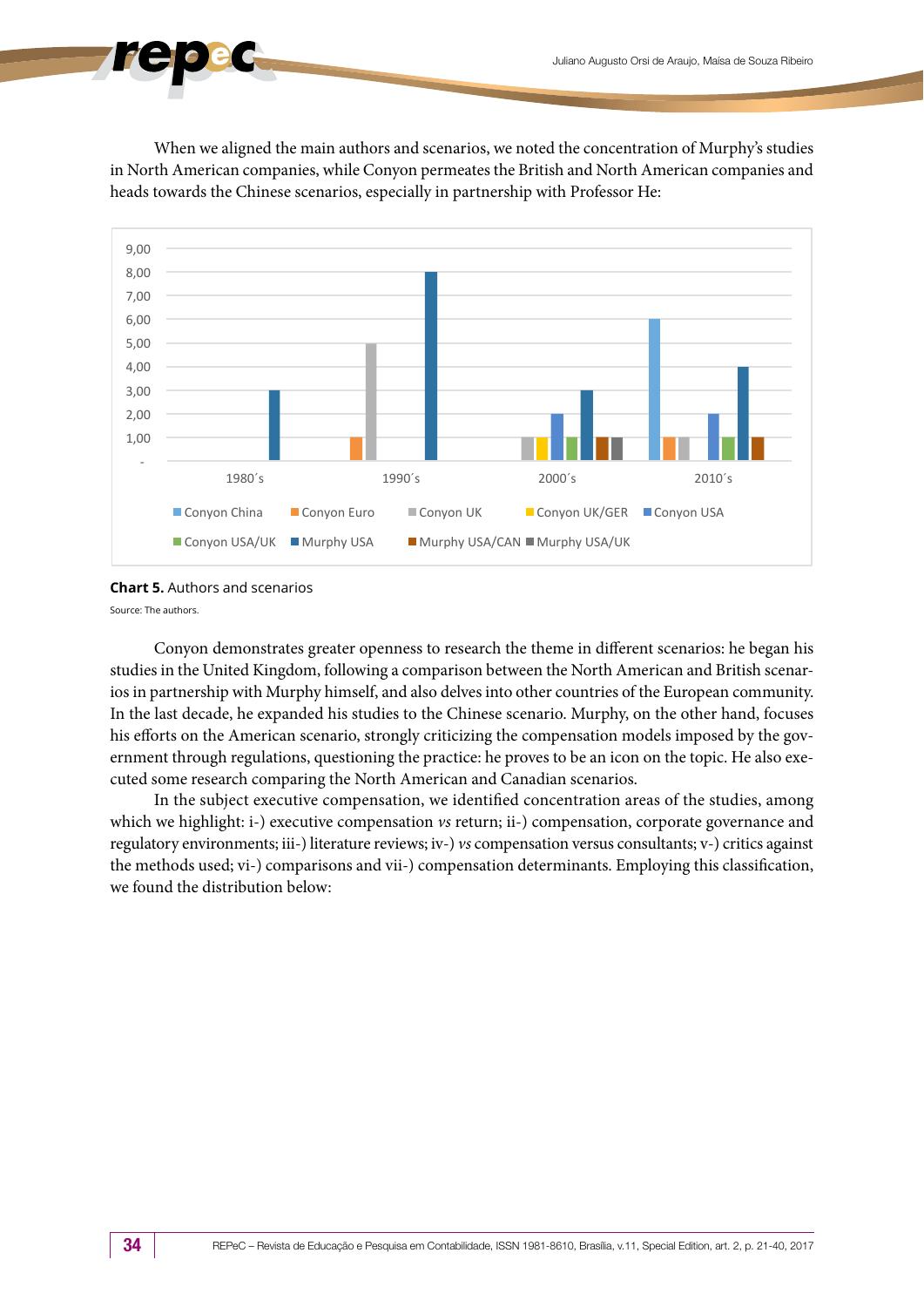When we aligned the main authors and scenarios, we noted the concentration of Murphy's studies in North American companies, while Conyon permeates the British and North American companies and heads towards the Chinese scenarios, especially in partnership with Professor He:

**Chart 5.** Authors and scenarios

Source: The authors.

Conyon demonstrates greater openness to research the theme in different scenarios: he began his studies in the United Kingdom, following a comparison between the North American and British scenarios in partnership with Murphy himself, and also delves into other countries of the European community. In the last decade, he expanded his studies to the Chinese scenario. Murphy, on the other hand, focuses his efforts on the American scenario, strongly criticizing the compensation models imposed by the government through regulations, questioning the practice: he proves to be an icon on the topic. He also executed some research comparing the North American and Canadian scenarios.

In the subject executive compensation, we identified concentration areas of the studies, among which we highlight: i-) executive compensation *vs* return; ii-) compensation, corporate governance and regulatory environments; iii-) literature reviews; iv-) *vs* compensation versus consultants; v-) critics against the methods used; vi-) comparisons and vii-) compensation determinants. Employing this classification, we found the distribution below: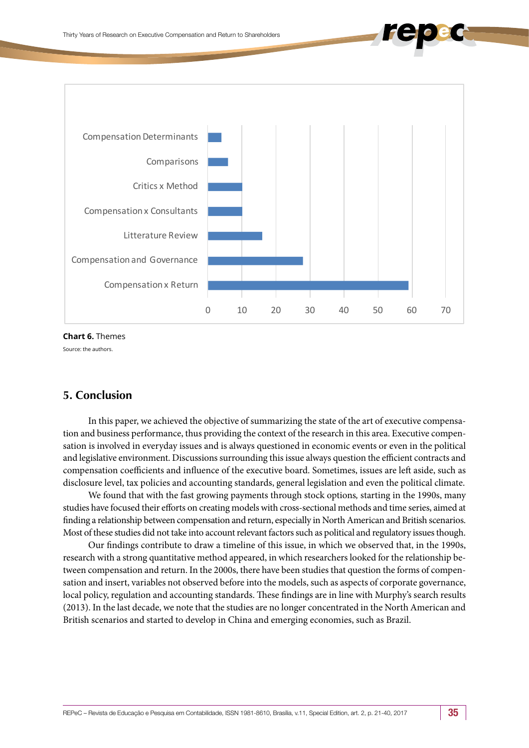**Chart 6.** Themes

Source: the authors.

## 5. Conclusion

In this paper, we achieved the objective of summarizing the state of the art of executive compensation and business performance, thus providing the context of the research in this area. Executive compensation is involved in everyday issues and is always questioned in economic events or even in the political and legislative environment. Discussions surrounding this issue always question the efficient contracts and compensation coefficients and influence of the executive board. Sometimes, issues are left aside, such as disclosure level, tax policies and accounting standards, general legislation and even the political climate.

We found that with the fast growing payments through stock options, starting in the 1990s, many studies have focused their efforts on creating models with cross-sectional methods and time series, aimed at finding a relationship between compensation and return, especially in North American and British scenarios. Most of these studies did not take into account relevant factors such as political and regulatory issues though.

Our findings contribute to draw a timeline of this issue, in which we observed that, in the 1990s, research with a strong quantitative method appeared, in which researchers looked for the relationship between compensation and return. In the 2000s, there have been studies that question the forms of compensation and insert, variables not observed before into the models, such as aspects of corporate governance, local policy, regulation and accounting standards. These findings are in line with Murphy's search results (2013). In the last decade, we note that the studies are no longer concentrated in the North American and British scenarios and started to develop in China and emerging economies, such as Brazil.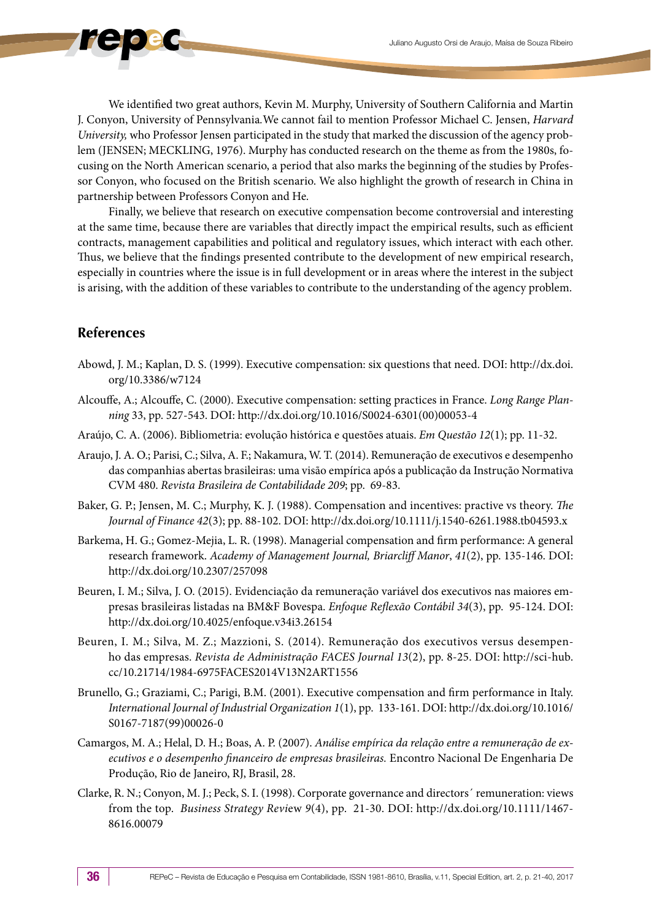We identified two great authors, Kevin M. Murphy, University of Southern California and Martin J. Conyon, University of Pennsylvania.We cannot fail to mention Professor Michael C. Jensen, *Harvard University,* who Professor Jensen participated in the study that marked the discussion of the agency problem (JENSEN; MECKLING, 1976). Murphy has conducted research on the theme as from the 1980s, focusing on the North American scenario, a period that also marks the beginning of the studies by Professor Conyon, who focused on the British scenario. We also highlight the growth of research in China in partnership between Professors Conyon and He.

Finally, we believe that research on executive compensation become controversial and interesting at the same time, because there are variables that directly impact the empirical results, such as efficient contracts, management capabilities and political and regulatory issues, which interact with each other. Thus, we believe that the findings presented contribute to the development of new empirical research, especially in countries where the issue is in full development or in areas where the interest in the subject is arising, with the addition of these variables to contribute to the understanding of the agency problem.

## References

Abowd, J. M.; Kaplan, D. S. (1999). Executive compensation: six questions that need. DOI: http://dx.doi.org/10.3386/w7124

Alcouffe, A.; Alcouffe, C. (2000). Executive compensation: setting practices in France. *Long Range Planning* 33, pp. 527-543. DOI: http://dx.doi.org/10.1016/S0024-6301(00)00053-4

Araújo, C. A. (2006). Bibliometria: evolução histórica e questões atuais. *Em Questão 12*(1); pp. 11-32.

Araujo, J. A. O.; Parisi, C.; Silva, A. F.; Nakamura, W. T. (2014). Remuneração de executivos e desempenho das companhias abertas brasileiras: uma visão empírica após a publicação da Instrução Normativa CVM 480. *Revista Brasileira de Contabilidade 209*; pp. 69-83.

Baker, G. P.; Jensen, M. C.; Murphy, K. J. (1988). Compensation and incentives: practive vs theory. *The Journal of Finance 42*(3); pp. 88-102. DOI: http://dx.doi.org/10.1111/j.1540-6261.1988.tb04593.x

Barkema, H. G.; Gomez-Mejia, L. R. (1998). Managerial compensation and firm performance: A general research framework. *Academy of Management Journal, Briarcliff Manor*, *41*(2), pp. 135-146. DOI: http://dx.doi.org/10.2307/257098

Beuren, I. M.; Silva, J. O. (2015). Evidenciação da remuneração variável dos executivos nas maiores empresas brasileiras listadas na BM&F Bovespa. *Enfoque Reflexão Contábil 34*(3), pp. 95-124. DOI: http://dx.doi.org/10.4025/enfoque.v34i3.26154

Beuren, I. M.; Silva, M. Z.; Mazzioni, S. (2014). Remuneração dos executivos versus desempenho das empresas. *Revista de Administração FACES Journal 13*(2), pp. 8-25. DOI: http://sci-hub.cc/10.21714/1984-6975FACES2014V13N2ART1556

Brunello, G.; Graziami, C.; Parigi, B.M. (2001). Executive compensation and firm performance in Italy. *International Journal of Industrial Organization 1*(1), pp. 133-161. DOI: http://dx.doi.org/10.1016/S0167-7187(99)00026-0

Camargos, M. A.; Helal, D. H.; Boas, A. P. (2007). *Análise empírica da relação entre a remuneração de executivos e o desempenho financeiro de empresas brasileiras.* Encontro Nacional De Engenharia De Produção, Rio de Janeiro, RJ, Brasil, 28.

Clarke, R. N.; Conyon, M. J.; Peck, S. I. (1998). Corporate governance and directors´ remuneration: views from the top. *Business Strategy Review 9*(4), pp. 21-30. DOI: http://dx.doi.org/10.1111/1467-8616.00079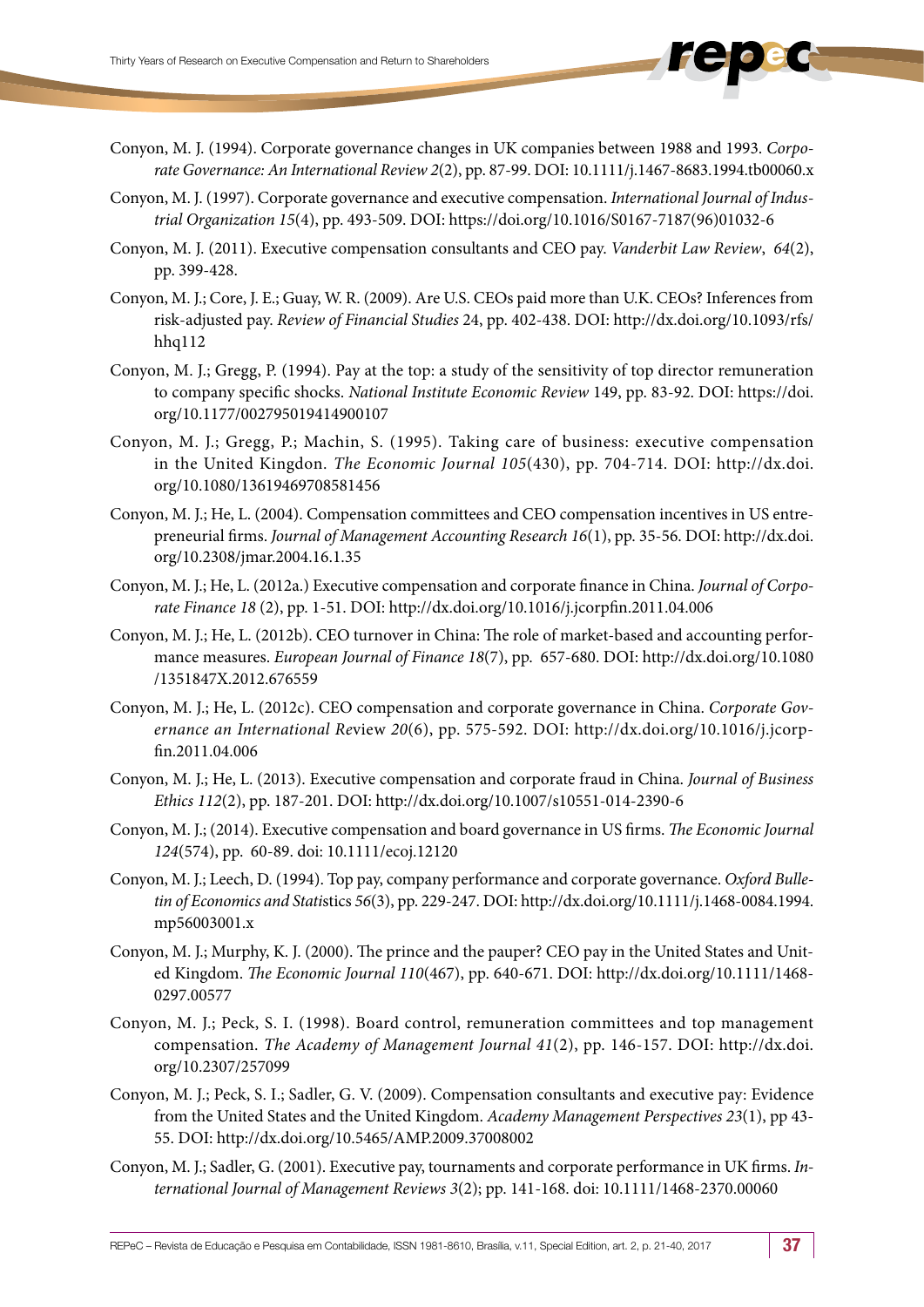Conyon, M. J. (1994). Corporate governance changes in UK companies between 1988 and 1993. *Corporate Governance: An International Review 2*(2), pp. 87-99. DOI: 10.1111/j.1467-8683.1994.tb00060.x

Conyon, M. J. (1997). Corporate governance and executive compensation. *International Journal of Industrial Organization 15*(4), pp. 493-509. DOI: https://doi.org/10.1016/S0167-7187(96)01032-6

Conyon, M. J. (2011). Executive compensation consultants and CEO pay. *Vanderbit Law Review*, *64*(2), pp. 399-428.

Conyon, M. J.; Core, J. E.; Guay, W. R. (2009). Are U.S. CEOs paid more than U.K. CEOs? Inferences from risk-adjusted pay. *Review of Financial Studies* 24, pp. 402-438. DOI: http://dx.doi.org/10.1093/rfs/hhq112

Conyon, M. J.; Gregg, P. (1994). Pay at the top: a study of the sensitivity of top director remuneration to company specific shocks. *National Institute Economic Review* 149, pp. 83-92. DOI: https://doi.org/10.1177/002795019414900107

Conyon, M. J.; Gregg, P.; Machin, S. (1995). Taking care of business: executive compensation in the United Kingdom. *The Economic Journal 105*(430), pp. 704-714. DOI: http://dx.doi.org/10.1080/13619469708581456

Conyon, M. J.; He, L. (2004). Compensation committees and CEO compensation incentives in US entrepreneurial firms. *Journal of Management Accounting Research 16*(1), pp. 35-56. DOI: http://dx.doi.org/10.2308/jmar.2004.16.1.35

Conyon, M. J.; He, L. (2012a.) Executive compensation and corporate finance in China. *Journal of Corporate Finance 18* (2), pp. 1-51. DOI: http://dx.doi.org/10.1016/j.jcorpfin.2011.04.006

Conyon, M. J.; He, L. (2012b). CEO turnover in China: The role of market-based and accounting performance measures. *European Journal of Finance 18*(7), pp. 657-680. DOI: http://dx.doi.org/10.1080/1351847X.2012.676559

Conyon, M. J.; He, L. (2012c). CEO compensation and corporate governance in China. *Corporate Governance an International R*eview *20*(6), pp. 575-592. DOI: http://dx.doi.org/10.1016/j.jcorpfin.2011.04.006

Conyon, M. J.; He, L. (2013). Executive compensation and corporate fraud in China. *Journal of Business Ethics 112*(2), pp. 187-201. DOI: http://dx.doi.org/10.1007/s10551-014-2390-6

Conyon, M. J.; (2014). Executive compensation and board governance in US firms. *The Economic Journal 124*(574), pp. 60-89. doi: 10.1111/ecoj.12120

Conyon, M. J.; Leech, D. (1994). Top pay, company performance and corporate governance. *Oxford Bulletin of Economics and Stat*istics *56*(3), pp. 229-247. DOI: http://dx.doi.org/10.1111/j.1468-0084.1994.mp56003001.x

Conyon, M. J.; Murphy, K. J. (2000). The prince and the pauper? CEO pay in the United States and United Kingdom. *The Economic Journal 110*(467), pp. 640-671. DOI: http://dx.doi.org/10.1111/1468-0297.00577

Conyon, M. J.; Peck, S. I. (1998). Board control, remuneration committees and top management compensation. *The Academy of Management Journal 41*(2), pp. 146-157. DOI: http://dx.doi.org/10.2307/257099

Conyon, M. J.; Peck, S. I.; Sadler, G. V. (2009). Compensation consultants and executive pay: Evidence from the United States and the United Kingdom. *Academy Management Perspectives 23*(1), pp 43-55. DOI: http://dx.doi.org/10.5465/AMP.2009.37008002

Conyon, M. J.; Sadler, G. (2001). Executive pay, tournaments and corporate performance in UK firms. *International Journal of Management Reviews 3*(2); pp. 141-168. doi: 10.1111/1468-2370.00060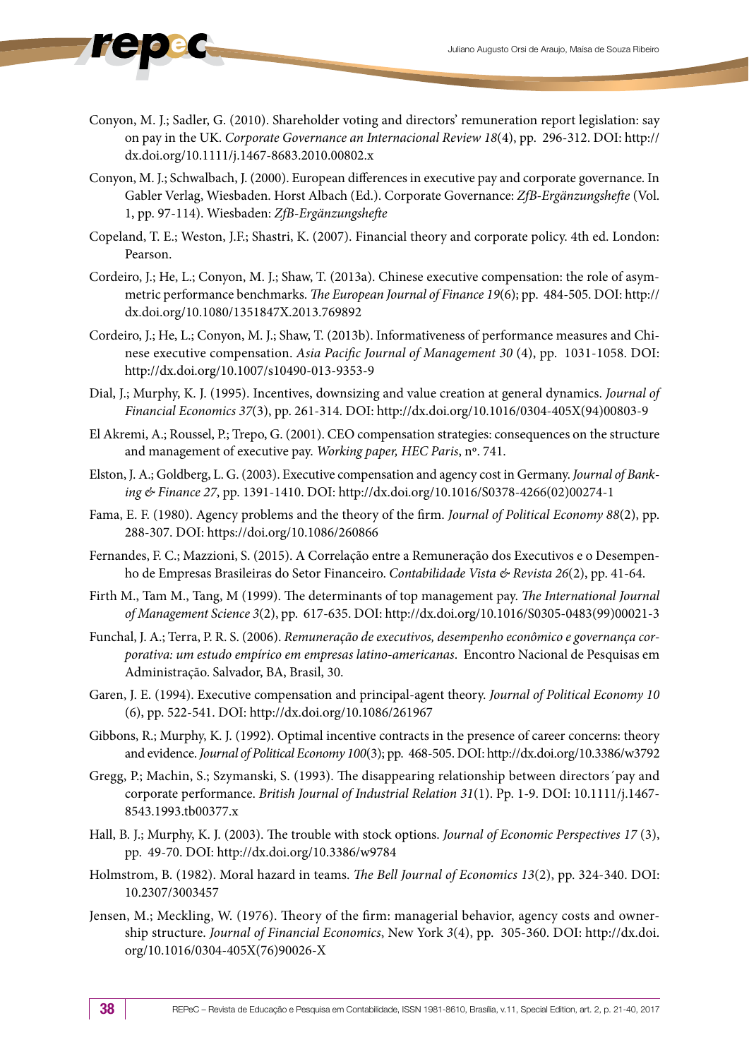Conyon, M. J.; Sadler, G. (2010). Shareholder voting and directors' remuneration report legislation: say on pay in the UK. *Corporate Governance an Internacional Review 18*(4), pp. 296-312. DOI: http://dx.doi.org/10.1111/j.1467-8683.2010.00802.x

Conyon, M. J.; Schwalbach, J. (2000). European differences in executive pay and corporate governance. In Gabler Verlag, Wiesbaden. Horst Albach (Ed.). Corporate Governance: *ZfB-Ergänzungshefte* (Vol. 1, pp. 97-114). Wiesbaden: *ZfB-Ergänzungshefte*

Copeland, T. E.; Weston, J.F.; Shastri, K. (2007). Financial theory and corporate policy. 4th ed. London: Pearson.

Cordeiro, J.; He, L.; Conyon, M. J.; Shaw, T. (2013a). Chinese executive compensation: the role of asymmetric performance benchmarks. *The European Journal of Finance 19*(6); pp. 484-505. DOI: http://dx.doi.org/10.1080/1351847X.2013.769892

Cordeiro, J.; He, L.; Conyon, M. J.; Shaw, T. (2013b). Informativeness of performance measures and Chinese executive compensation. *Asia Pacific Journal of Management 30* (4), pp. 1031-1058. DOI: http://dx.doi.org/10.1007/s10490-013-9353-9

Dial, J.; Murphy, K. J. (1995). Incentives, downsizing and value creation at general dynamics. *Journal of Financial Economics 37*(3), pp. 261-314. DOI: http://dx.doi.org/10.1016/0304-405X(94)00803-9

El Akremi, A.; Roussel, P.; Trepo, G. (2001). CEO compensation strategies: consequences on the structure and management of executive pay. *Working paper, HEC Paris*, nº. 741.

Elston, J. A.; Goldberg, L. G. (2003). Executive compensation and agency cost in Germany. *Journal of Banking & Finance 27*, pp. 1391-1410. DOI: http://dx.doi.org/10.1016/S0378-4266(02)00274-1

Fama, E. F. (1980). Agency problems and the theory of the firm. *Journal of Political Economy 88*(2), pp. 288-307. DOI: https://doi.org/10.1086/260866

Fernandes, F. C.; Mazzioni, S. (2015). A Correlação entre a Remuneração dos Executivos e o Desempenho de Empresas Brasileiras do Setor Financeiro. *Contabilidade Vista & Revista 26*(2), pp. 41-64.

Firth M., Tam M., Tang, M (1999). The determinants of top management pay. *The International Journal of Management Science 3*(2), pp. 617-635. DOI: http://dx.doi.org/10.1016/S0305-0483(99)00021-3

Funchal, J. A.; Terra, P. R. S. (2006). *Remuneração de executivos, desempenho econômico e governança corporativa: um estudo empírico em empresas latino-americanas*. Encontro Nacional de Pesquisas em Administração. Salvador, BA, Brasil, 30.

Garen, J. E. (1994). Executive compensation and principal-agent theory. *Journal of Political Economy 10* (6), pp. 522-541. DOI: http://dx.doi.org/10.1086/261967

Gibbons, R.; Murphy, K. J. (1992). Optimal incentive contracts in the presence of career concerns: theory and evidence. *Journal of Political Economy 100*(3); pp. 468-505. DOI: http://dx.doi.org/10.3386/w3792

Gregg, P.; Machin, S.; Szymanski, S. (1993). The disappearing relationship between directors´pay and corporate performance. *British Journal of Industrial Relation 31*(1). Pp. 1-9. DOI: 10.1111/j.1467-8543.1993.tb00377.x

Hall, B. J.; Murphy, K. J. (2003). The trouble with stock options. *Journal of Economic Perspectives 17* (3), pp. 49-70. DOI: http://dx.doi.org/10.3386/w9784

Holmstrom, B. (1982). Moral hazard in teams. *The Bell Journal of Economics 13*(2), pp. 324-340. DOI: 10.2307/3003457

Jensen, M.; Meckling, W. (1976). Theory of the firm: managerial behavior, agency costs and ownership structure. *Journal of Financial Economics*, New York *3*(4), pp. 305-360. DOI: http://dx.doi.org/10.1016/0304-405X(76)90026-X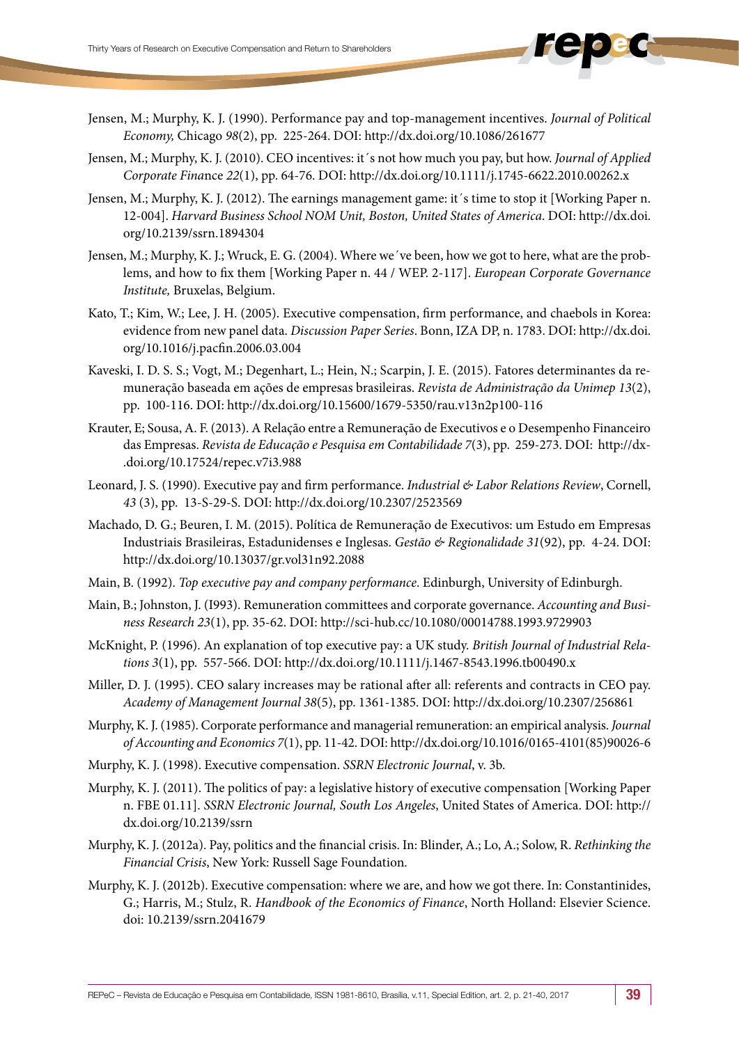Jensen, M.; Murphy, K. J. (1990). Performance pay and top-management incentives. *Journal of Political Economy,* Chicago *98*(2), pp. 225-264. DOI: http://dx.doi.org/10.1086/261677

Jensen, M.; Murphy, K. J. (2010). CEO incentives: it´s not how much you pay, but how. *Journal of Applied Corporate Finance 22*(1), pp. 64-76. DOI: http://dx.doi.org/10.1111/j.1745-6622.2010.00262.x

Jensen, M.; Murphy, K. J. (2012). The earnings management game: it´s time to stop it [Working Paper n. 12-004]. *Harvard Business School NOM Unit, Boston, United States of America*. DOI: http://dx.doi.org/10.2139/ssrn.1894304

Jensen, M.; Murphy, K. J.; Wruck, E. G. (2004). Where we´ve been, how we got to here, what are the problems, and how to fix them [Working Paper n. 44 / WEP. 2-117]. *European Corporate Governance Institute,* Bruxelas, Belgium.

Kato, T.; Kim, W.; Lee, J. H. (2005). Executive compensation, firm performance, and chaebols in Korea: evidence from new panel data. *Discussion Paper Series*. Bonn, IZA DP, n. 1783. DOI: http://dx.doi.org/10.1016/j.pacfin.2006.03.004

Kaveski, I. D. S. S.; Vogt, M.; Degenhart, L.; Hein, N.; Scarpin, J. E. (2015). Fatores determinantes da remuneração baseada em ações de empresas brasileiras. *Revista de Administração da Unimep 13*(2), pp. 100-116. DOI: http://dx.doi.org/10.15600/1679-5350/rau.v13n2p100-116

Krauter, E; Sousa, A. F. (2013). A Relação entre a Remuneração de Executivos e o Desempenho Financeiro das Empresas. *Revista de Educação e Pesquisa em Contabilidade 7*(3), pp. 259-273. DOI: http://dx.doi.org/10.17524/repec.v7i3.988

Leonard, J. S. (1990). Executive pay and firm performance. *Industrial & Labor Relations Review*, Cornell, *43* (3), pp. 13-S-29-S. DOI: http://dx.doi.org/10.2307/2523569

Machado, D. G.; Beuren, I. M. (2015). Política de Remuneração de Executivos: um Estudo em Empresas Industriais Brasileiras, Estadunidenses e Inglesas. *Gestão & Regionalidade 31*(92), pp. 4-24. DOI: http://dx.doi.org/10.13037/gr.vol31n92.2088

Main, B. (1992). *Top executive pay and company performance*. Edinburgh, University of Edinburgh.

Main, B.; Johnston, J. (I993). Remuneration committees and corporate governance. *Accounting and Business Research 23*(1), pp. 35-62. DOI: http://sci-hub.cc/10.1080/00014788.1993.9729903

McKnight, P. (1996). An explanation of top executive pay: a UK study. *British Journal of Industrial Relations 3*(1), pp. 557-566. DOI: http://dx.doi.org/10.1111/j.1467-8543.1996.tb00490.x

Miller, D. J. (1995). CEO salary increases may be rational after all: referents and contracts in CEO pay. *Academy of Management Journal 38*(5), pp. 1361-1385. DOI: http://dx.doi.org/10.2307/256861

Murphy, K. J. (1985). Corporate performance and managerial remuneration: an empirical analysis. *Journal of Accounting and Economics 7*(1), pp. 11-42. DOI: http://dx.doi.org/10.1016/0165-4101(85)90026-6

Murphy, K. J. (1998). Executive compensation. *SSRN Electronic Journal*, v. 3b.

Murphy, K. J. (2011). The politics of pay: a legislative history of executive compensation [Working Paper n. FBE 01.11]. *SSRN Electronic Journal, South Los Angeles*, United States of America. DOI: http://dx.doi.org/10.2139/ssrn

Murphy, K. J. (2012a). Pay, politics and the financial crisis. In: Blinder, A.; Lo, A.; Solow, R. *Rethinking the Financial Crisis*, New York: Russell Sage Foundation.

Murphy, K. J. (2012b). Executive compensation: where we are, and how we got there. In: Constantinides, G.; Harris, M.; Stulz, R. *Handbook of the Economics of Finance*, North Holland: Elsevier Science. doi: 10.2139/ssrn.2041679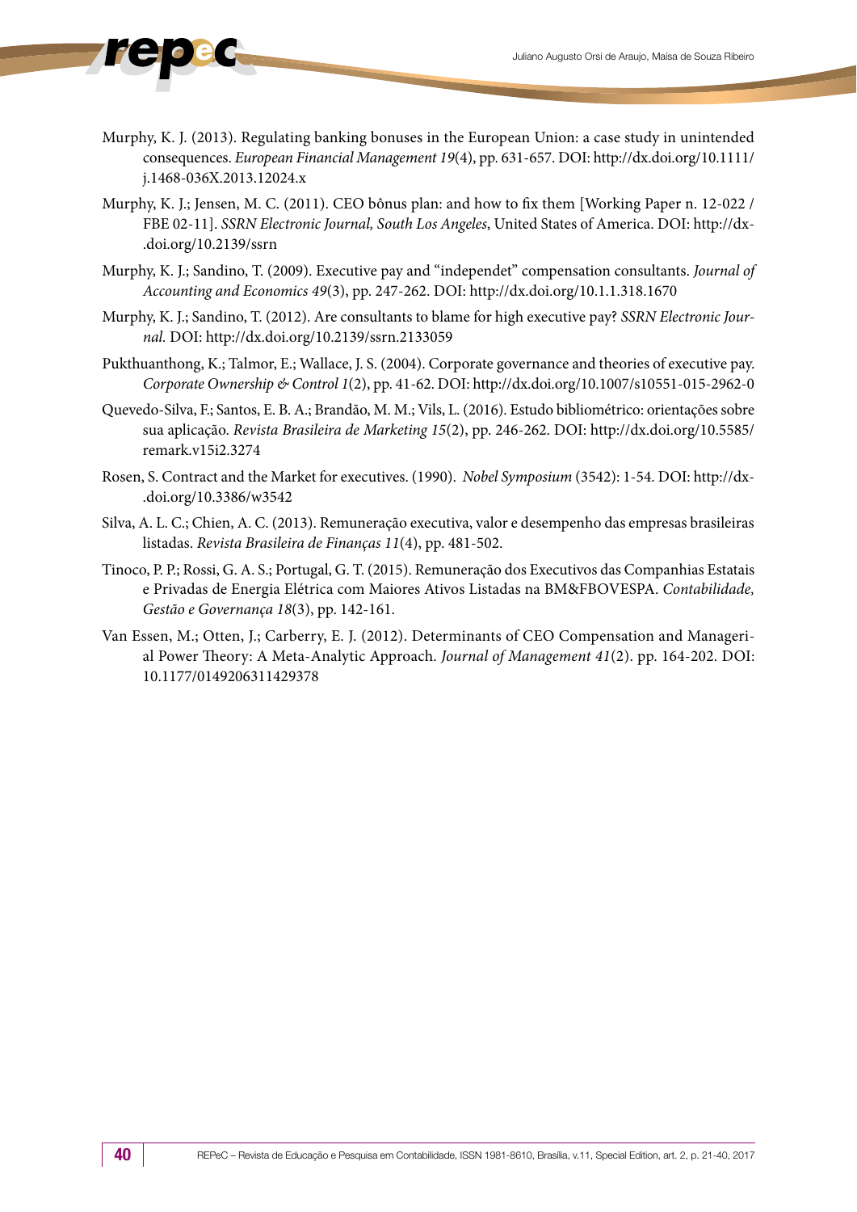Murphy, K. J. (2013). Regulating banking bonuses in the European Union: a case study in unintended consequences. *European Financial Management 19*(4), pp. 631-657. DOI: http://dx.doi.org/10.1111/j.1468-036X.2013.12024.x

Murphy, K. J.; Jensen, M. C. (2011). CEO bônus plan: and how to fix them [Working Paper n. 12-022 / FBE 02-11]. *SSRN Electronic Journal, South Los Angeles*, United States of America. DOI: http://dx-.doi.org/10.2139/ssrn

Murphy, K. J.; Sandino, T. (2009). Executive pay and "independet" compensation consultants. *Journal of Accounting and Economics 49*(3), pp. 247-262. DOI: http://dx.doi.org/10.1.1.318.1670

Murphy, K. J.; Sandino, T. (2012). Are consultants to blame for high executive pay? *SSRN Electronic Journal.* DOI: http://dx.doi.org/10.2139/ssrn.2133059

Pukthuanthong, K.; Talmor, E.; Wallace, J. S. (2004). Corporate governance and theories of executive pay. *Corporate Ownership & Control 1*(2), pp. 41-62. DOI: http://dx.doi.org/10.1007/s10551-015-2962-0

Quevedo-Silva, F.; Santos, E. B. A.; Brandão, M. M.; Vils, L. (2016). Estudo bibliométrico: orientações sobre sua aplicação. *Revista Brasileira de Marketing 15*(2), pp. 246-262. DOI: http://dx.doi.org/10.5585/remark.v15i2.3274

Rosen, S. Contract and the Market for executives. (1990). *Nobel Symposium* (3542): 1-54. DOI: http://dx-.doi.org/10.3386/w3542

Silva, A. L. C.; Chien, A. C. (2013). Remuneração executiva, valor e desempenho das empresas brasileiras listadas. *Revista Brasileira de Finanças 11*(4), pp. 481-502.

Tinoco, P. P.; Rossi, G. A. S.; Portugal, G. T. (2015). Remuneração dos Executivos das Companhias Estatais e Privadas de Energia Elétrica com Maiores Ativos Listadas na BM&FBOVESPA. *Contabilidade, Gestão e Governança 18*(3), pp. 142-161.

Van Essen, M.; Otten, J.; Carberry, E. J. (2012). Determinants of CEO Compensation and Managerial Power Theory: A Meta-Analytic Approach. *Journal of Management 41*(2). pp. 164-202. DOI: 10.1177/0149206311429378